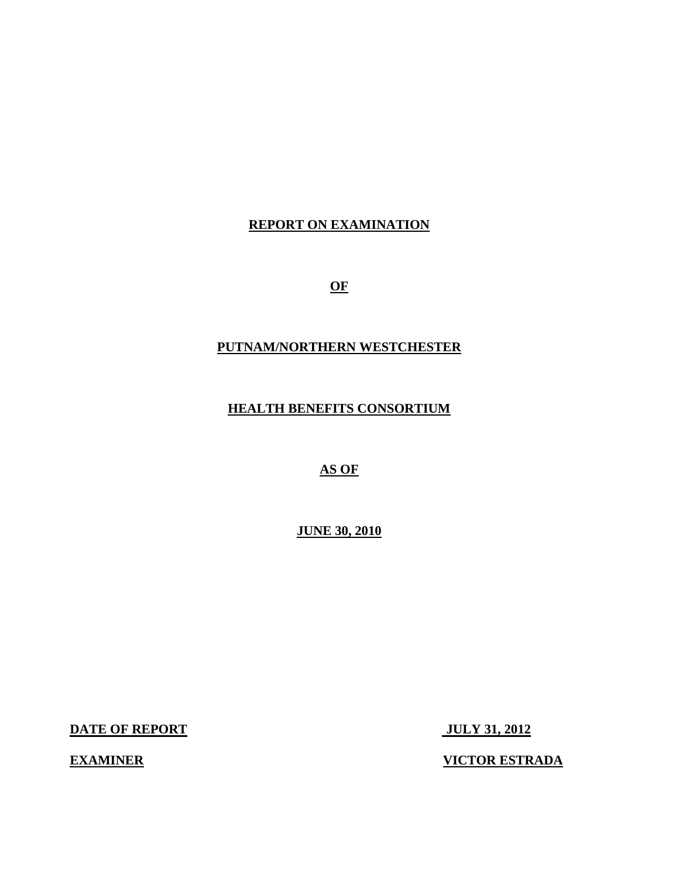# REPORT ON EXAMINATION

## OF

## PUTNAM/NORTHERN WESTCHESTER

## HEALTH BENEFITS CONSORTIUM

## AS OF

## JUNE 30, 2010

**DATE OF REPORT** **JULY 31, 2012**

**EXAMINER** **VICTOR ESTRADA**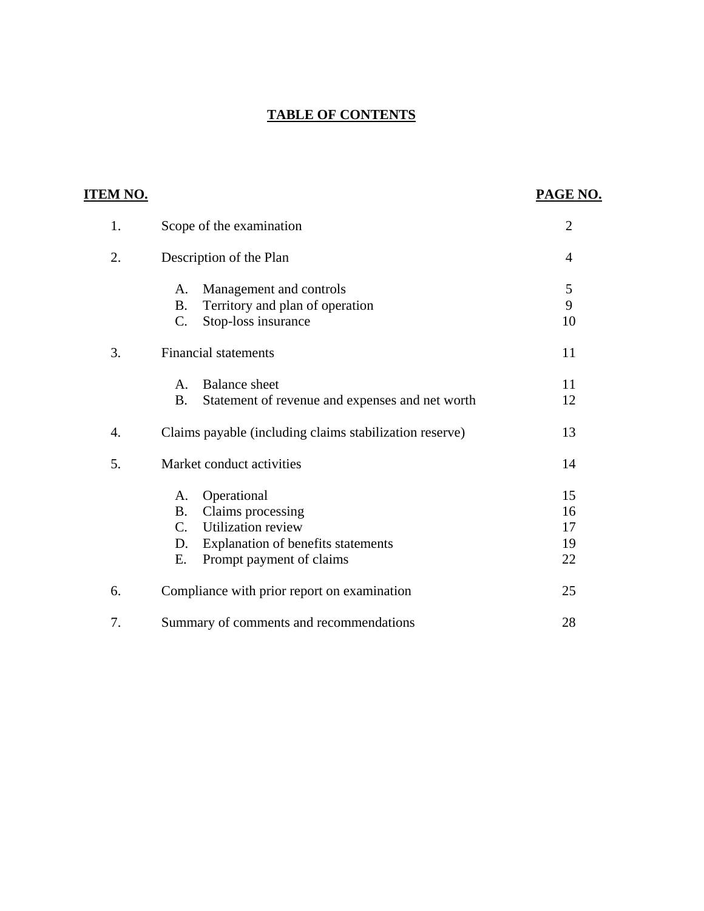# TABLE OF CONTENTS

| ITEM NO. | | PAGE NO. |
|---|---|---|
| 1. | Scope of the examination | 2 |
| 2. | Description of the Plan | 4 |
| | A. Management and controls | 5 |
| | B. Territory and plan of operation | 9 |
| | C. Stop-loss insurance | 10 |
| 3. | Financial statements | 11 |
| | A. Balance sheet | 11 |
| | B. Statement of revenue and expenses and net worth | 12 |
| 4. | Claims payable (including claims stabilization reserve) | 13 |
| 5. | Market conduct activities | 14 |
| | A. Operational | 15 |
| | B. Claims processing | 16 |
| | C. Utilization review | 17 |
| | D. Explanation of benefits statements | 19 |
| | E. Prompt payment of claims | 22 |
| 6. | Compliance with prior report on examination | 25 |
| 7. | Summary of comments and recommendations | 28 |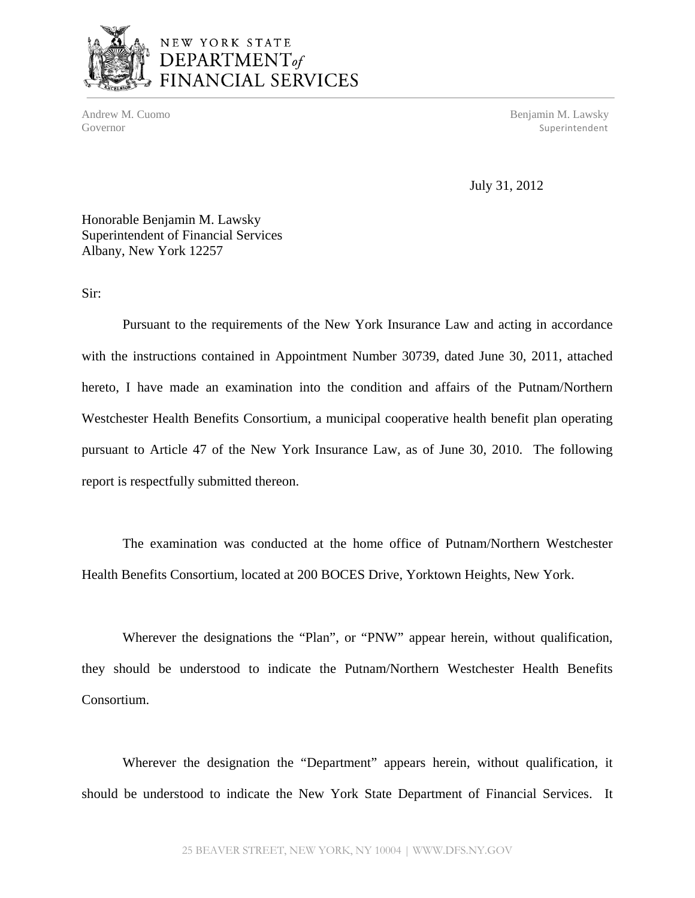NEW YORK STATE
DEPARTMENT *of*
FINANCIAL SERVICES

Andrew M. Cuomo
Governor

Benjamin M. Lawsky
Superintendent

July 31, 2012

Honorable Benjamin M. Lawsky
Superintendent of Financial Services
Albany, New York 12257

Sir:

Pursuant to the requirements of the New York Insurance Law and acting in accordance with the instructions contained in Appointment Number 30739, dated June 30, 2011, attached hereto, I have made an examination into the condition and affairs of the Putnam/Northern Westchester Health Benefits Consortium, a municipal cooperative health benefit plan operating pursuant to Article 47 of the New York Insurance Law, as of June 30, 2010. The following report is respectfully submitted thereon.

The examination was conducted at the home office of Putnam/Northern Westchester Health Benefits Consortium, located at 200 BOCES Drive, Yorktown Heights, New York.

Wherever the designations the "Plan", or "PNW" appear herein, without qualification, they should be understood to indicate the Putnam/Northern Westchester Health Benefits Consortium.

Wherever the designation the "Department" appears herein, without qualification, it should be understood to indicate the New York State Department of Financial Services. It

25 BEAVER STREET, NEW YORK, NY 10004 | WWW.DFS.NY.GOV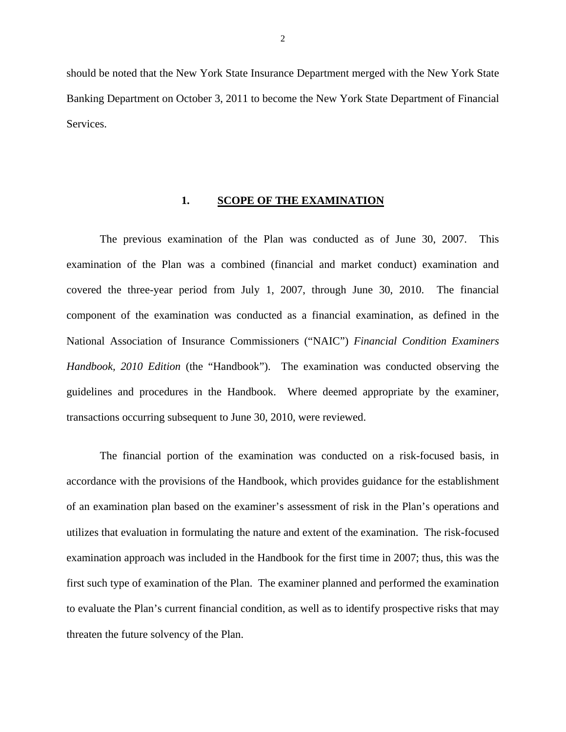should be noted that the New York State Insurance Department merged with the New York State Banking Department on October 3, 2011 to become the New York State Department of Financial Services.

## 1. SCOPE OF THE EXAMINATION

The previous examination of the Plan was conducted as of June 30, 2007. This examination of the Plan was a combined (financial and market conduct) examination and covered the three-year period from July 1, 2007, through June 30, 2010. The financial component of the examination was conducted as a financial examination, as defined in the National Association of Insurance Commissioners ("NAIC") *Financial Condition Examiners Handbook, 2010 Edition* (the "Handbook"). The examination was conducted observing the guidelines and procedures in the Handbook. Where deemed appropriate by the examiner, transactions occurring subsequent to June 30, 2010, were reviewed.

The financial portion of the examination was conducted on a risk-focused basis, in accordance with the provisions of the Handbook, which provides guidance for the establishment of an examination plan based on the examiner's assessment of risk in the Plan's operations and utilizes that evaluation in formulating the nature and extent of the examination. The risk-focused examination approach was included in the Handbook for the first time in 2007; thus, this was the first such type of examination of the Plan. The examiner planned and performed the examination to evaluate the Plan's current financial condition, as well as to identify prospective risks that may threaten the future solvency of the Plan.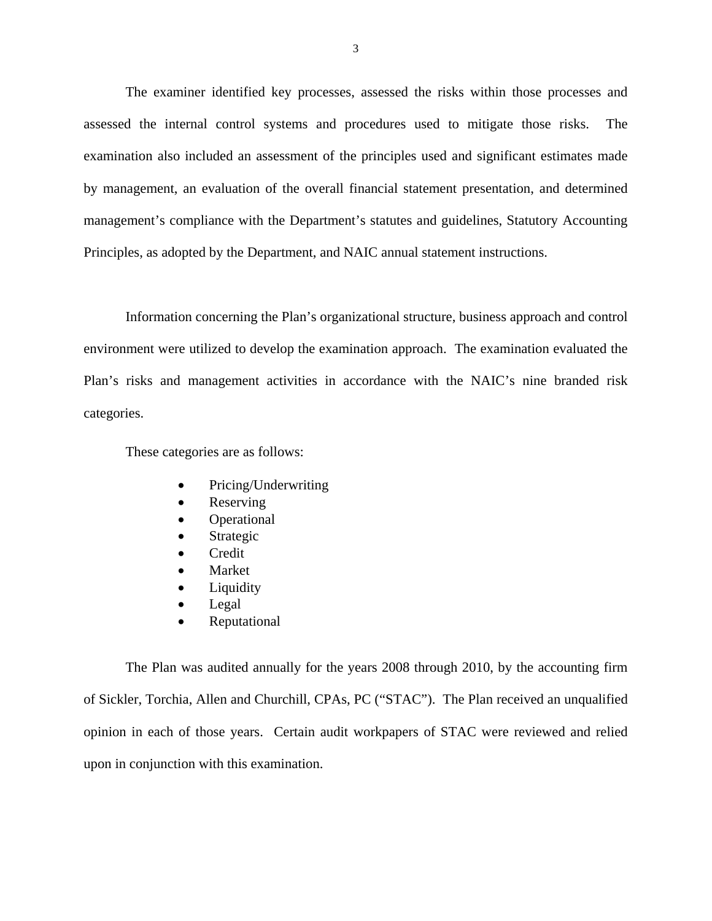The examiner identified key processes, assessed the risks within those processes and assessed the internal control systems and procedures used to mitigate those risks. The examination also included an assessment of the principles used and significant estimates made by management, an evaluation of the overall financial statement presentation, and determined management's compliance with the Department's statutes and guidelines, Statutory Accounting Principles, as adopted by the Department, and NAIC annual statement instructions.

Information concerning the Plan's organizational structure, business approach and control environment were utilized to develop the examination approach. The examination evaluated the Plan's risks and management activities in accordance with the NAIC's nine branded risk categories.

These categories are as follows:

- Pricing/Underwriting
- Reserving
- Operational
- Strategic
- Credit
- Market
- Liquidity
- Legal
- Reputational

The Plan was audited annually for the years 2008 through 2010, by the accounting firm of Sickler, Torchia, Allen and Churchill, CPAs, PC ("STAC"). The Plan received an unqualified opinion in each of those years. Certain audit workpapers of STAC were reviewed and relied upon in conjunction with this examination.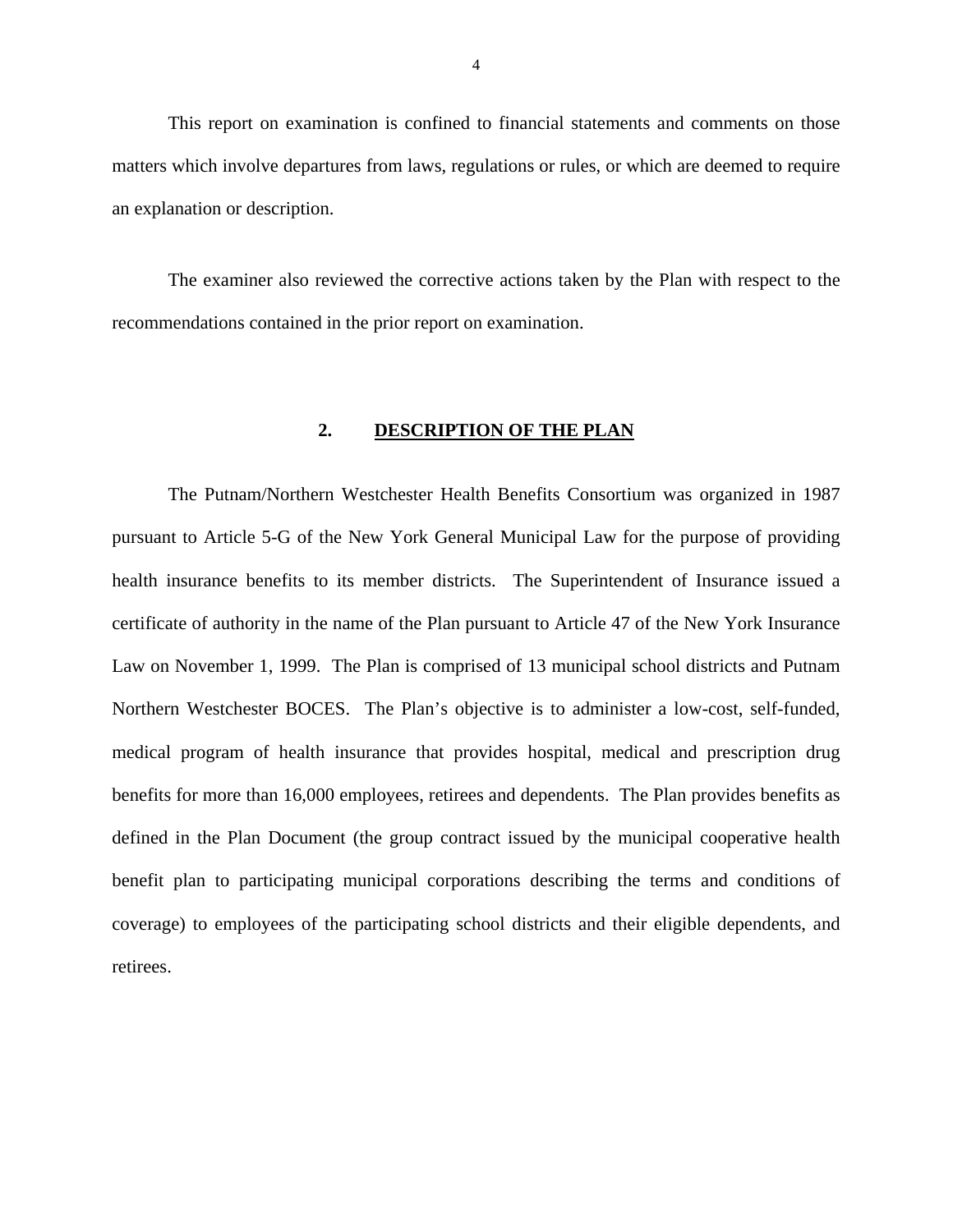This report on examination is confined to financial statements and comments on those matters which involve departures from laws, regulations or rules, or which are deemed to require an explanation or description.

The examiner also reviewed the corrective actions taken by the Plan with respect to the recommendations contained in the prior report on examination.

## 2. DESCRIPTION OF THE PLAN

The Putnam/Northern Westchester Health Benefits Consortium was organized in 1987 pursuant to Article 5-G of the New York General Municipal Law for the purpose of providing health insurance benefits to its member districts. The Superintendent of Insurance issued a certificate of authority in the name of the Plan pursuant to Article 47 of the New York Insurance Law on November 1, 1999. The Plan is comprised of 13 municipal school districts and Putnam Northern Westchester BOCES. The Plan's objective is to administer a low-cost, self-funded, medical program of health insurance that provides hospital, medical and prescription drug benefits for more than 16,000 employees, retirees and dependents. The Plan provides benefits as defined in the Plan Document (the group contract issued by the municipal cooperative health benefit plan to participating municipal corporations describing the terms and conditions of coverage) to employees of the participating school districts and their eligible dependents, and retirees.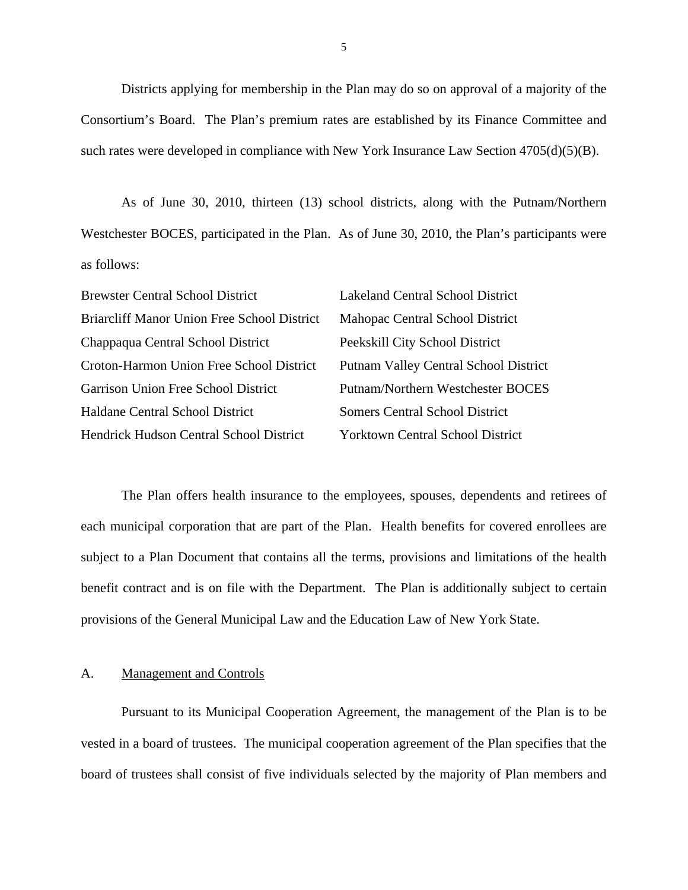Districts applying for membership in the Plan may do so on approval of a majority of the Consortium's Board. The Plan's premium rates are established by its Finance Committee and such rates were developed in compliance with New York Insurance Law Section 4705(d)(5)(B).

As of June 30, 2010, thirteen (13) school districts, along with the Putnam/Northern Westchester BOCES, participated in the Plan. As of June 30, 2010, the Plan's participants were as follows:

| | |
|---|---|
| Brewster Central School District | Lakeland Central School District |
| Briarcliff Manor Union Free School District | Mahopac Central School District |
| Chappaqua Central School District | Peekskill City School District |
| Croton-Harmon Union Free School District | Putnam Valley Central School District |
| Garrison Union Free School District | Putnam/Northern Westchester BOCES |
| Haldane Central School District | Somers Central School District |
| Hendrick Hudson Central School District | Yorktown Central School District |

The Plan offers health insurance to the employees, spouses, dependents and retirees of each municipal corporation that are part of the Plan. Health benefits for covered enrollees are subject to a Plan Document that contains all the terms, provisions and limitations of the health benefit contract and is on file with the Department. The Plan is additionally subject to certain provisions of the General Municipal Law and the Education Law of New York State.

## A. Management and Controls

Pursuant to its Municipal Cooperation Agreement, the management of the Plan is to be vested in a board of trustees. The municipal cooperation agreement of the Plan specifies that the board of trustees shall consist of five individuals selected by the majority of Plan members and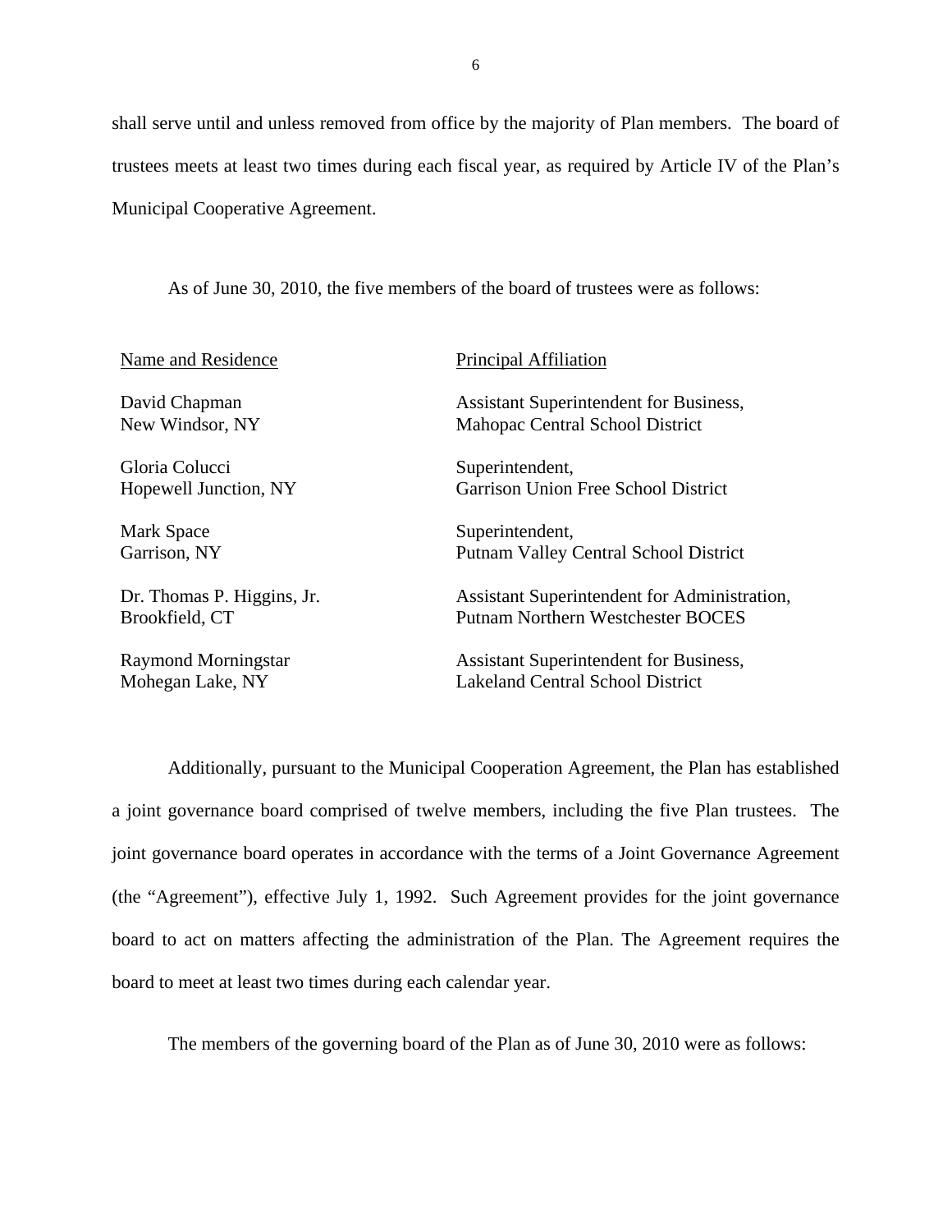shall serve until and unless removed from office by the majority of Plan members. The board of trustees meets at least two times during each fiscal year, as required by Article IV of the Plan's Municipal Cooperative Agreement.

As of June 30, 2010, the five members of the board of trustees were as follows:

| Name and Residence | Principal Affiliation |
| --- | --- |
| David Chapman<br>New Windsor, NY | Assistant Superintendent for Business,<br>Mahopac Central School District |
| Gloria Colucci<br>Hopewell Junction, NY | Superintendent,<br>Garrison Union Free School District |
| Mark Space<br>Garrison, NY | Superintendent,<br>Putnam Valley Central School District |
| Dr. Thomas P. Higgins, Jr.<br>Brookfield, CT | Assistant Superintendent for Administration,<br>Putnam Northern Westchester BOCES |
| Raymond Morningstar<br>Mohegan Lake, NY | Assistant Superintendent for Business,<br>Lakeland Central School District |

Additionally, pursuant to the Municipal Cooperation Agreement, the Plan has established a joint governance board comprised of twelve members, including the five Plan trustees. The joint governance board operates in accordance with the terms of a Joint Governance Agreement (the "Agreement"), effective July 1, 1992. Such Agreement provides for the joint governance board to act on matters affecting the administration of the Plan. The Agreement requires the board to meet at least two times during each calendar year.

The members of the governing board of the Plan as of June 30, 2010 were as follows: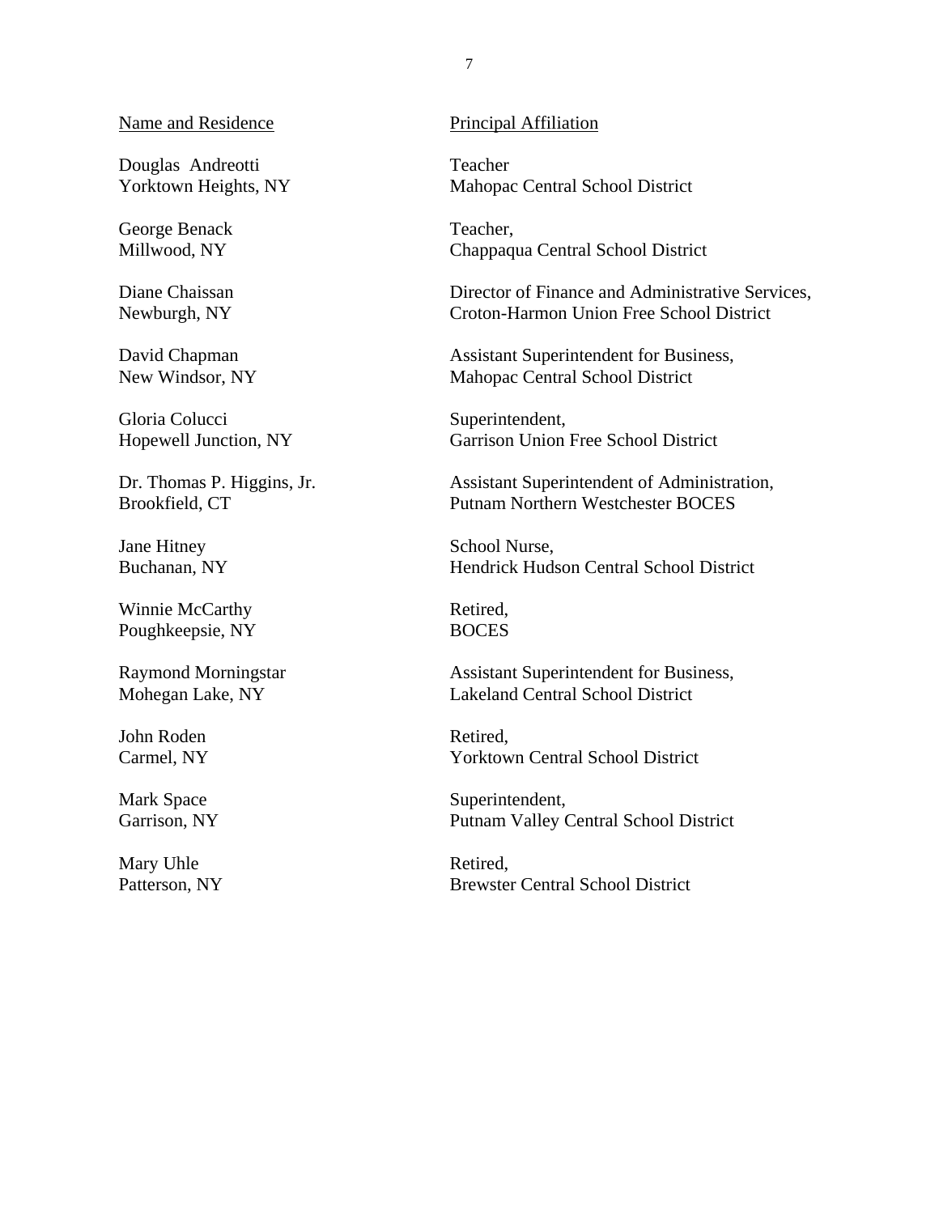| Name and Residence | Principal Affiliation |
|---|---|
| Douglas Andreotti<br>Yorktown Heights, NY | Teacher<br>Mahopac Central School District |
| George Benack<br>Millwood, NY | Teacher,<br>Chappaqua Central School District |
| Diane Chaissan<br>Newburgh, NY | Director of Finance and Administrative Services,<br>Croton-Harmon Union Free School District |
| David Chapman<br>New Windsor, NY | Assistant Superintendent for Business,<br>Mahopac Central School District |
| Gloria Colucci<br>Hopewell Junction, NY | Superintendent,<br>Garrison Union Free School District |
| Dr. Thomas P. Higgins, Jr.<br>Brookfield, CT | Assistant Superintendent of Administration,<br>Putnam Northern Westchester BOCES |
| Jane Hitney<br>Buchanan, NY | School Nurse,<br>Hendrick Hudson Central School District |
| Winnie McCarthy<br>Poughkeepsie, NY | Retired,<br>BOCES |
| Raymond Morningstar<br>Mohegan Lake, NY | Assistant Superintendent for Business,<br>Lakeland Central School District |
| John Roden<br>Carmel, NY | Retired,<br>Yorktown Central School District |
| Mark Space<br>Garrison, NY | Superintendent,<br>Putnam Valley Central School District |
| Mary Uhle<br>Patterson, NY | Retired,<br>Brewster Central School District |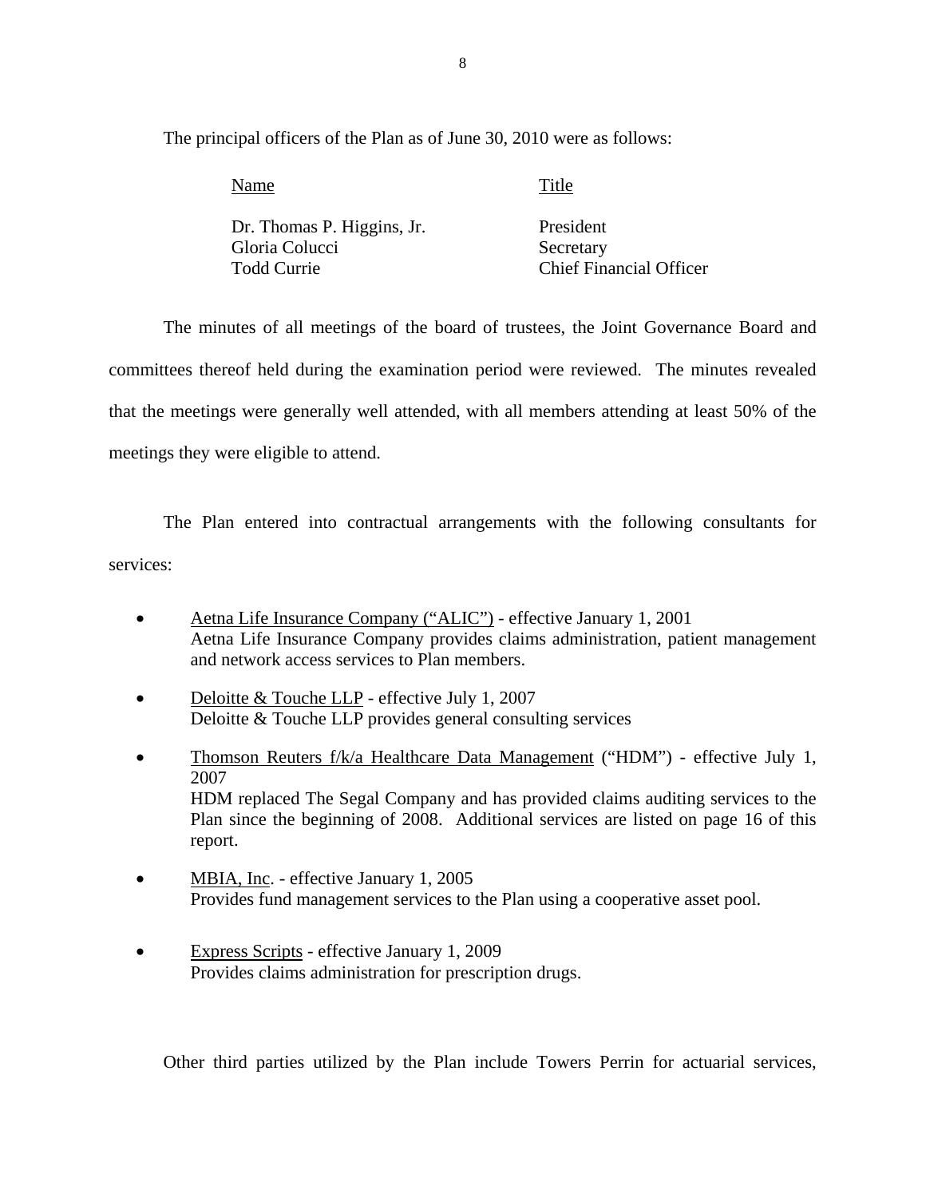The principal officers of the Plan as of June 30, 2010 were as follows:

| Name | Title |
|---|---|
| Dr. Thomas P. Higgins, Jr. | President |
| Gloria Colucci | Secretary |
| Todd Currie | Chief Financial Officer |

The minutes of all meetings of the board of trustees, the Joint Governance Board and committees thereof held during the examination period were reviewed. The minutes revealed that the meetings were generally well attended, with all members attending at least 50% of the meetings they were eligible to attend.

The Plan entered into contractual arrangements with the following consultants for services:

- Aetna Life Insurance Company ("ALIC") - effective January 1, 2001
  Aetna Life Insurance Company provides claims administration, patient management and network access services to Plan members.

- Deloitte & Touche LLP - effective July 1, 2007
  Deloitte & Touche LLP provides general consulting services

- Thomson Reuters f/k/a Healthcare Data Management ("HDM") - effective July 1, 2007
  HDM replaced The Segal Company and has provided claims auditing services to the Plan since the beginning of 2008. Additional services are listed on page 16 of this report.

- MBIA, Inc. - effective January 1, 2005
  Provides fund management services to the Plan using a cooperative asset pool.

- Express Scripts - effective January 1, 2009
  Provides claims administration for prescription drugs.

Other third parties utilized by the Plan include Towers Perrin for actuarial services,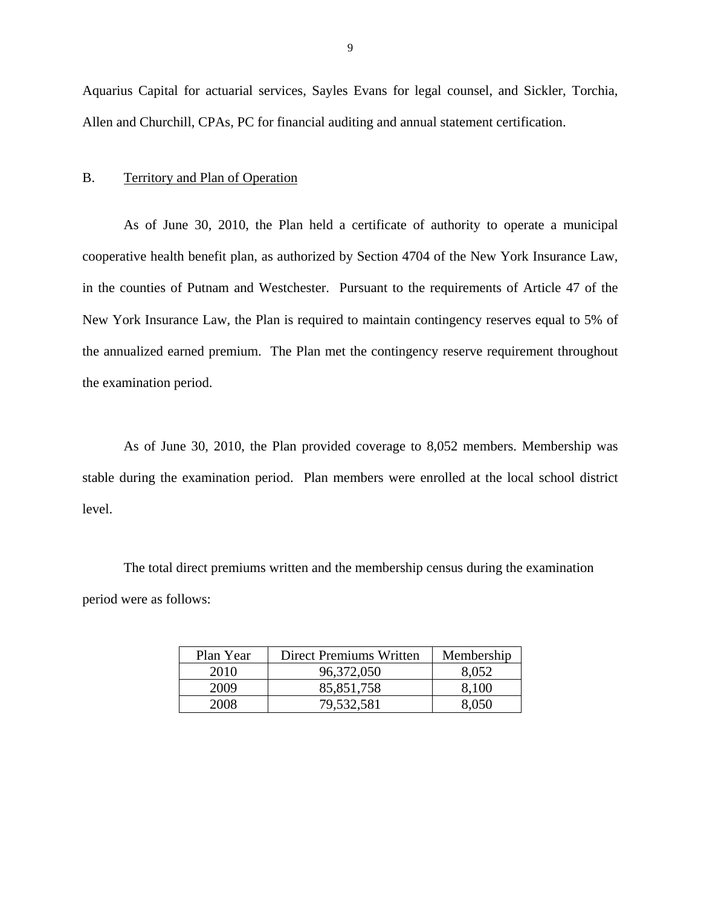Aquarius Capital for actuarial services, Sayles Evans for legal counsel, and Sickler, Torchia, Allen and Churchill, CPAs, PC for financial auditing and annual statement certification.

## B. Territory and Plan of Operation

As of June 30, 2010, the Plan held a certificate of authority to operate a municipal cooperative health benefit plan, as authorized by Section 4704 of the New York Insurance Law, in the counties of Putnam and Westchester. Pursuant to the requirements of Article 47 of the New York Insurance Law, the Plan is required to maintain contingency reserves equal to 5% of the annualized earned premium. The Plan met the contingency reserve requirement throughout the examination period.

As of June 30, 2010, the Plan provided coverage to 8,052 members. Membership was stable during the examination period. Plan members were enrolled at the local school district level.

The total direct premiums written and the membership census during the examination period were as follows:

| Plan Year | Direct Premiums Written | Membership |
|---|---|---|
| 2010 | 96,372,050 | 8,052 |
| 2009 | 85,851,758 | 8,100 |
| 2008 | 79,532,581 | 8,050 |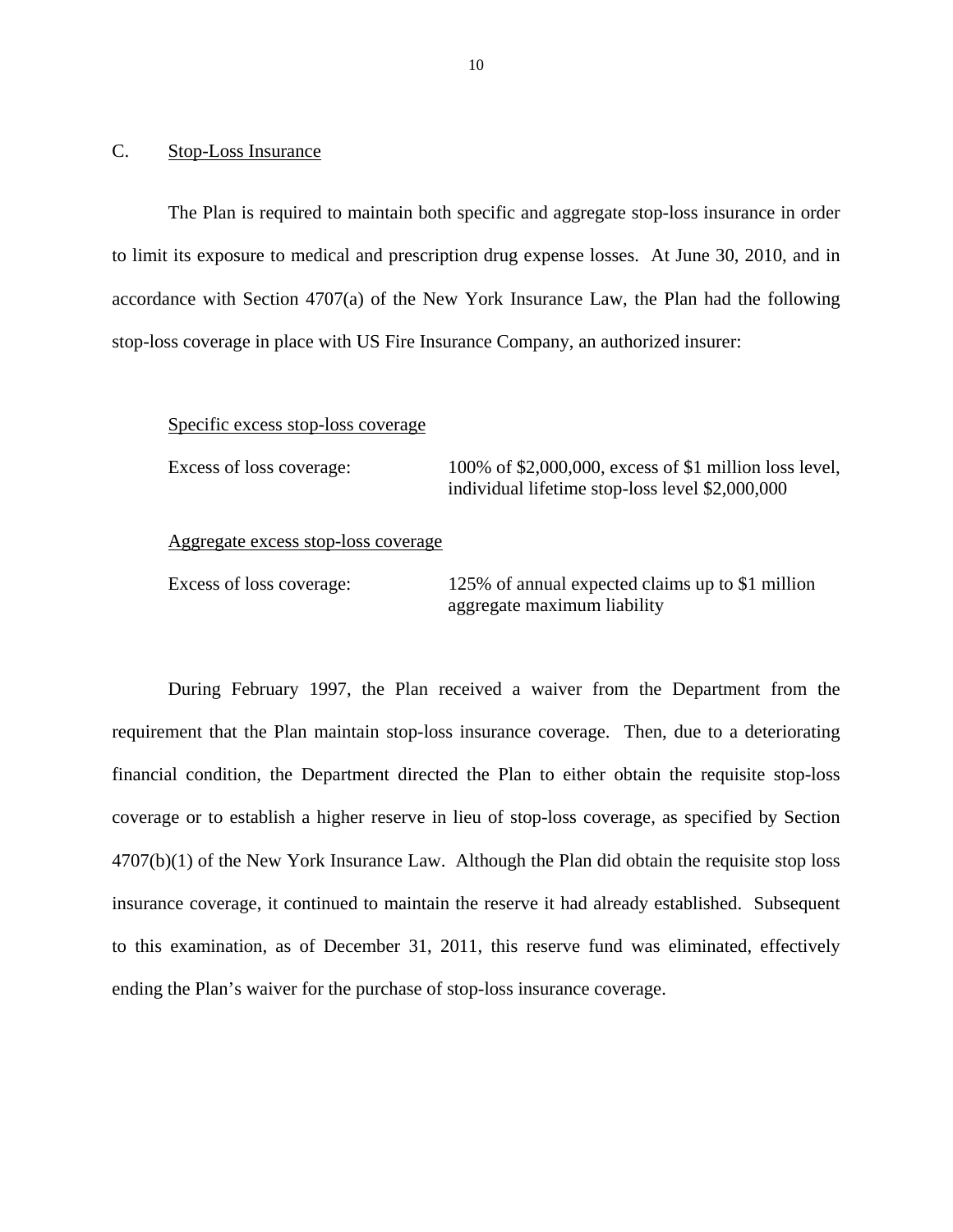## C. Stop-Loss Insurance

The Plan is required to maintain both specific and aggregate stop-loss insurance in order to limit its exposure to medical and prescription drug expense losses. At June 30, 2010, and in accordance with Section 4707(a) of the New York Insurance Law, the Plan had the following stop-loss coverage in place with US Fire Insurance Company, an authorized insurer:

Specific excess stop-loss coverage

| | |
|---|---|
| Excess of loss coverage: | 100% of $2,000,000, excess of $1 million loss level, individual lifetime stop-loss level $2,000,000 |

Aggregate excess stop-loss coverage

| | |
|---|---|
| Excess of loss coverage: | 125% of annual expected claims up to $1 million aggregate maximum liability |

During February 1997, the Plan received a waiver from the Department from the requirement that the Plan maintain stop-loss insurance coverage. Then, due to a deteriorating financial condition, the Department directed the Plan to either obtain the requisite stop-loss coverage or to establish a higher reserve in lieu of stop-loss coverage, as specified by Section 4707(b)(1) of the New York Insurance Law. Although the Plan did obtain the requisite stop loss insurance coverage, it continued to maintain the reserve it had already established. Subsequent to this examination, as of December 31, 2011, this reserve fund was eliminated, effectively ending the Plan's waiver for the purchase of stop-loss insurance coverage.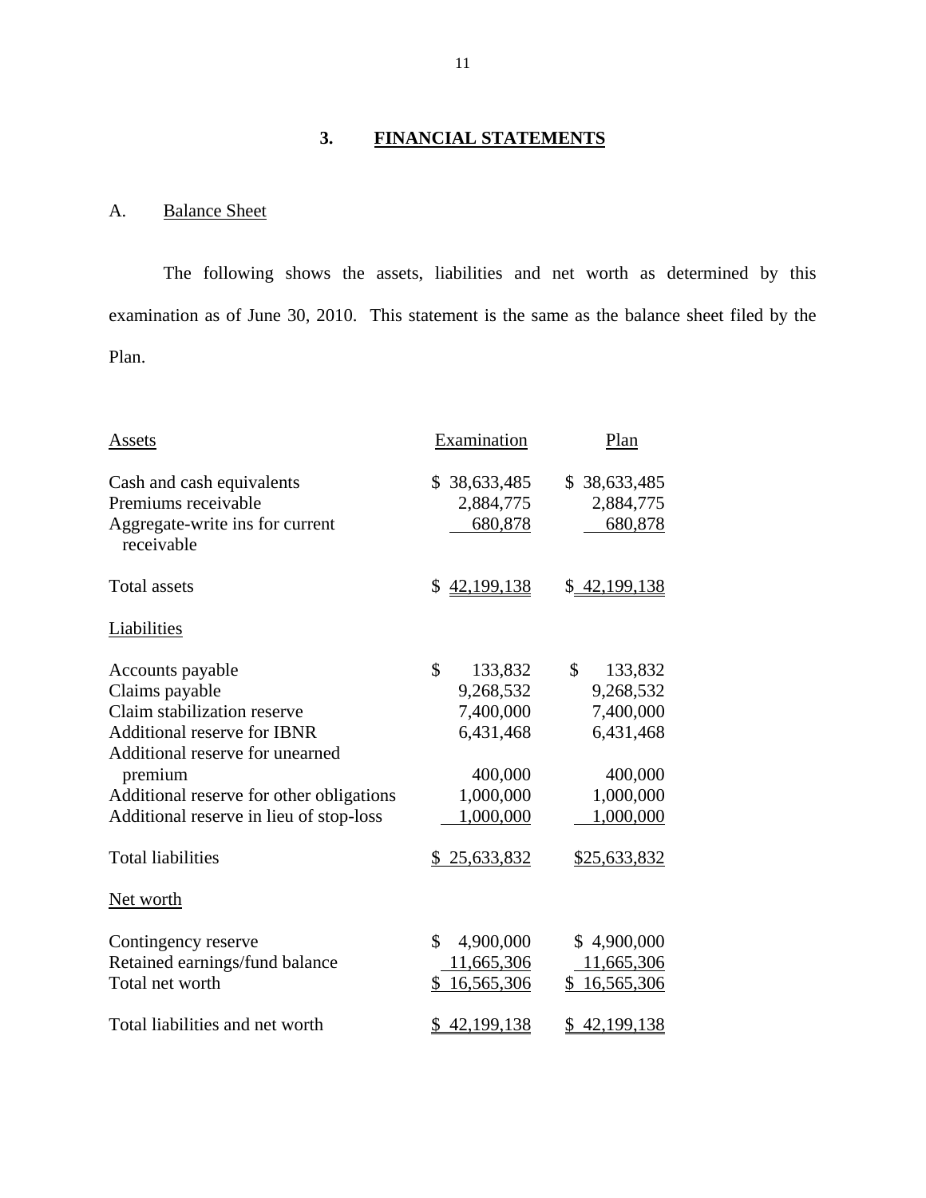## 3. FINANCIAL STATEMENTS

### A. Balance Sheet

The following shows the assets, liabilities and net worth as determined by this examination as of June 30, 2010. This statement is the same as the balance sheet filed by the Plan.

| Assets | Examination | Plan |
|---|---|---|
| Cash and cash equivalents | $ 38,633,485 | $ 38,633,485 |
| Premiums receivable | 2,884,775 | 2,884,775 |
| Aggregate-write ins for current receivable | 680,878 | 680,878 |
| Total assets | $ 42,199,138 | $ 42,199,138 |
| **Liabilities** | | |
| Accounts payable | $ 133,832 | $ 133,832 |
| Claims payable | 9,268,532 | 9,268,532 |
| Claim stabilization reserve | 7,400,000 | 7,400,000 |
| Additional reserve for IBNR | 6,431,468 | 6,431,468 |
| Additional reserve for unearned premium | 400,000 | 400,000 |
| Additional reserve for other obligations | 1,000,000 | 1,000,000 |
| Additional reserve in lieu of stop-loss | 1,000,000 | 1,000,000 |
| Total liabilities | $ 25,633,832 | $25,633,832 |
| **Net worth** | | |
| Contingency reserve | $ 4,900,000 | $ 4,900,000 |
| Retained earnings/fund balance | 11,665,306 | 11,665,306 |
| Total net worth | $ 16,565,306 | $ 16,565,306 |
| Total liabilities and net worth | $ 42,199,138 | $ 42,199,138 |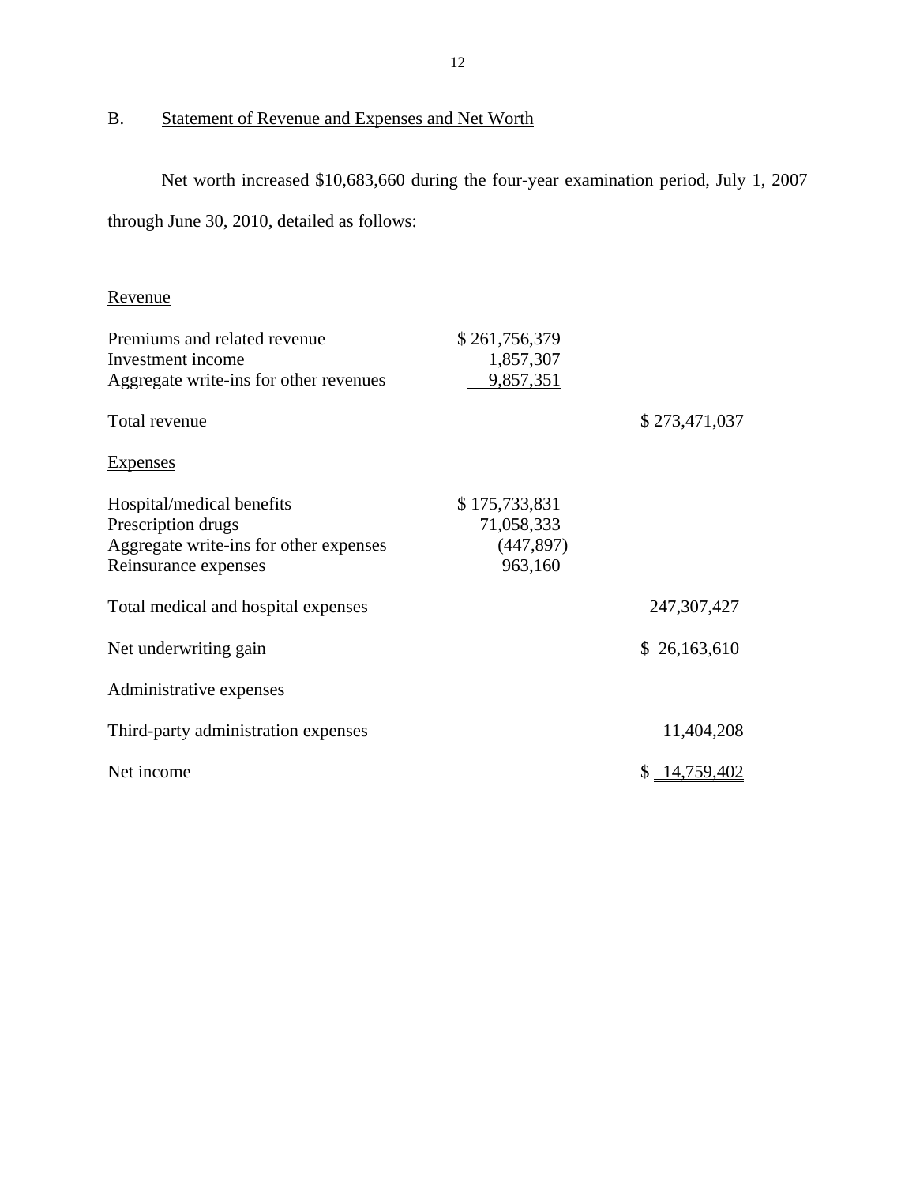## B. Statement of Revenue and Expenses and Net Worth

Net worth increased $10,683,660 during the four-year examination period, July 1, 2007 through June 30, 2010, detailed as follows:

| | | |
|---|---|---|
| Revenue | | |
| Premiums and related revenue | $ 261,756,379 | |
| Investment income | 1,857,307 | |
| Aggregate write-ins for other revenues | 9,857,351 | |
| Total revenue | | $ 273,471,037 |
| Expenses | | |
| Hospital/medical benefits | $ 175,733,831 | |
| Prescription drugs | 71,058,333 | |
| Aggregate write-ins for other expenses | (447,897) | |
| Reinsurance expenses | 963,160 | |
| Total medical and hospital expenses | | 247,307,427 |
| Net underwriting gain | | $ 26,163,610 |
| Administrative expenses | | |
| Third-party administration expenses | | 11,404,208 |
| Net income | | $ 14,759,402 |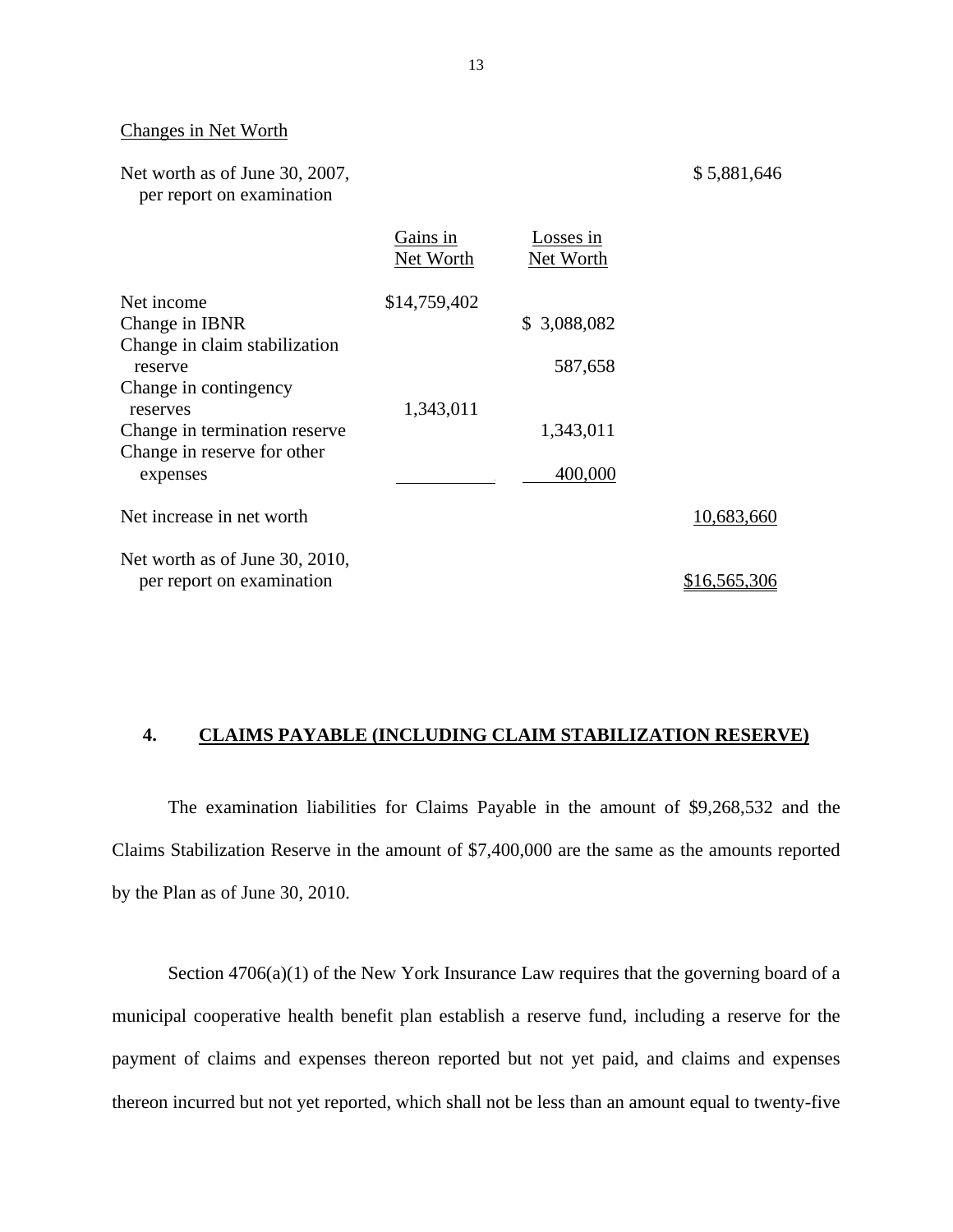Changes in Net Worth

| | Gains in Net Worth | Losses in Net Worth | |
|---|---|---|---|
| Net worth as of June 30, 2007, per report on examination | | | $ 5,881,646 |
| Net income | $14,759,402 | | |
| Change in IBNR | | $ 3,088,082 | |
| Change in claim stabilization reserve | | 587,658 | |
| Change in contingency reserves | 1,343,011 | | |
| Change in termination reserve | | 1,343,011 | |
| Change in reserve for other expenses | | 400,000 | |
| Net increase in net worth | | | 10,683,660 |
| Net worth as of June 30, 2010, per report on examination | | | $16,565,306 |

## 4. CLAIMS PAYABLE (INCLUDING CLAIM STABILIZATION RESERVE)

The examination liabilities for Claims Payable in the amount of $9,268,532 and the Claims Stabilization Reserve in the amount of $7,400,000 are the same as the amounts reported by the Plan as of June 30, 2010.

Section 4706(a)(1) of the New York Insurance Law requires that the governing board of a municipal cooperative health benefit plan establish a reserve fund, including a reserve for the payment of claims and expenses thereon reported but not yet paid, and claims and expenses thereon incurred but not yet reported, which shall not be less than an amount equal to twenty-five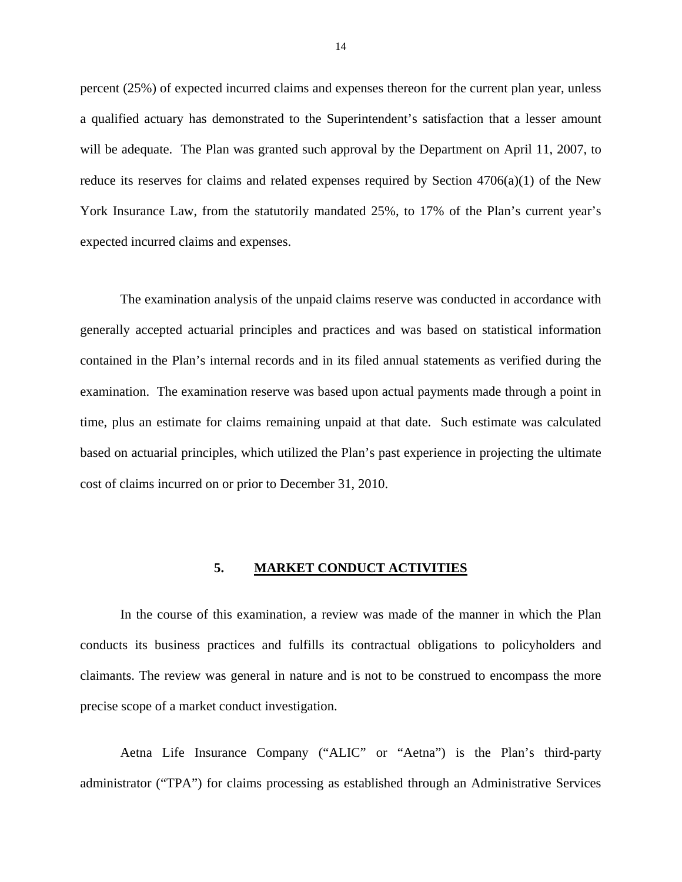percent (25%) of expected incurred claims and expenses thereon for the current plan year, unless a qualified actuary has demonstrated to the Superintendent's satisfaction that a lesser amount will be adequate. The Plan was granted such approval by the Department on April 11, 2007, to reduce its reserves for claims and related expenses required by Section 4706(a)(1) of the New York Insurance Law, from the statutorily mandated 25%, to 17% of the Plan's current year's expected incurred claims and expenses.

The examination analysis of the unpaid claims reserve was conducted in accordance with generally accepted actuarial principles and practices and was based on statistical information contained in the Plan's internal records and in its filed annual statements as verified during the examination. The examination reserve was based upon actual payments made through a point in time, plus an estimate for claims remaining unpaid at that date. Such estimate was calculated based on actuarial principles, which utilized the Plan's past experience in projecting the ultimate cost of claims incurred on or prior to December 31, 2010.

## 5. MARKET CONDUCT ACTIVITIES

In the course of this examination, a review was made of the manner in which the Plan conducts its business practices and fulfills its contractual obligations to policyholders and claimants. The review was general in nature and is not to be construed to encompass the more precise scope of a market conduct investigation.

Aetna Life Insurance Company ("ALIC" or "Aetna") is the Plan's third-party administrator ("TPA") for claims processing as established through an Administrative Services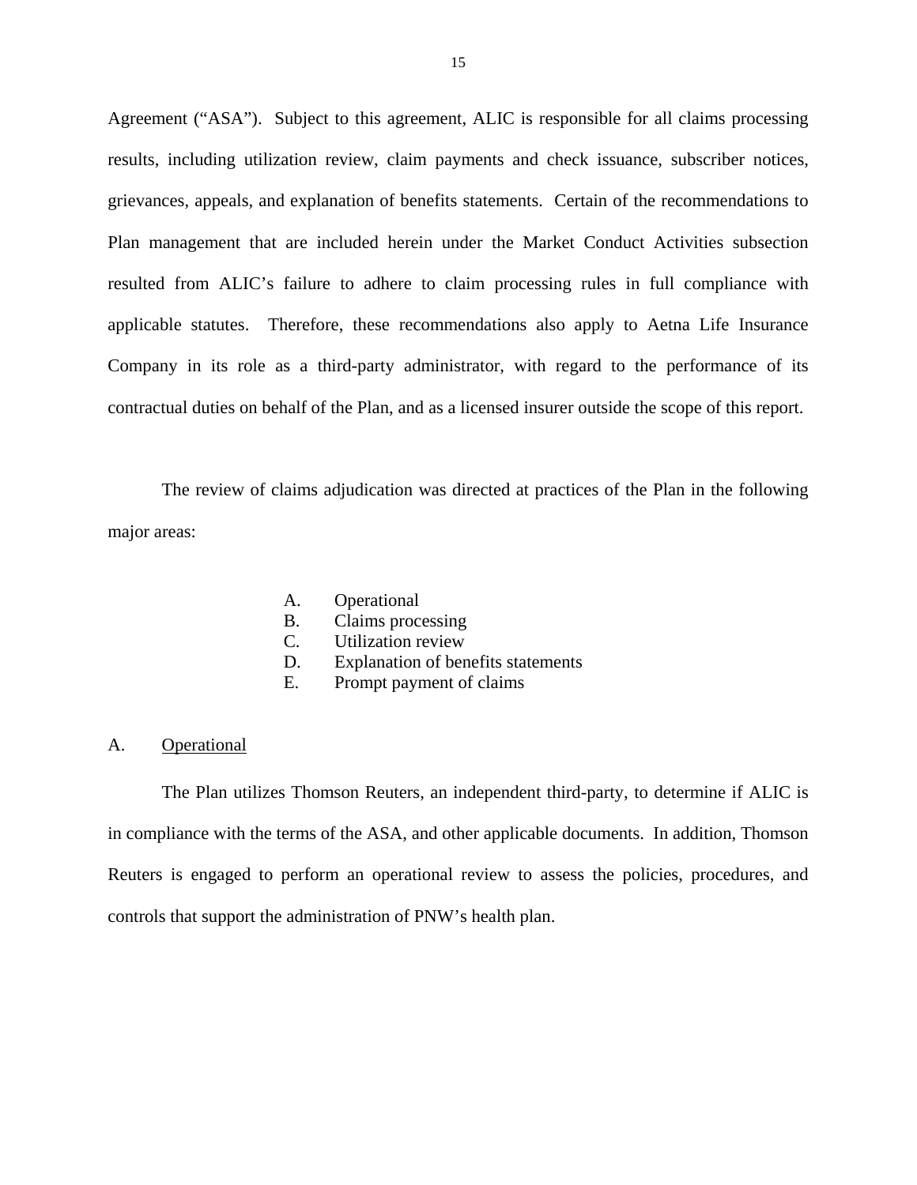Agreement ("ASA"). Subject to this agreement, ALIC is responsible for all claims processing results, including utilization review, claim payments and check issuance, subscriber notices, grievances, appeals, and explanation of benefits statements. Certain of the recommendations to Plan management that are included herein under the Market Conduct Activities subsection resulted from ALIC's failure to adhere to claim processing rules in full compliance with applicable statutes. Therefore, these recommendations also apply to Aetna Life Insurance Company in its role as a third-party administrator, with regard to the performance of its contractual duties on behalf of the Plan, and as a licensed insurer outside the scope of this report.

The review of claims adjudication was directed at practices of the Plan in the following major areas:

A. Operational
B. Claims processing
C. Utilization review
D. Explanation of benefits statements
E. Prompt payment of claims

A. <u>Operational</u>

The Plan utilizes Thomson Reuters, an independent third-party, to determine if ALIC is in compliance with the terms of the ASA, and other applicable documents. In addition, Thomson Reuters is engaged to perform an operational review to assess the policies, procedures, and controls that support the administration of PNW's health plan.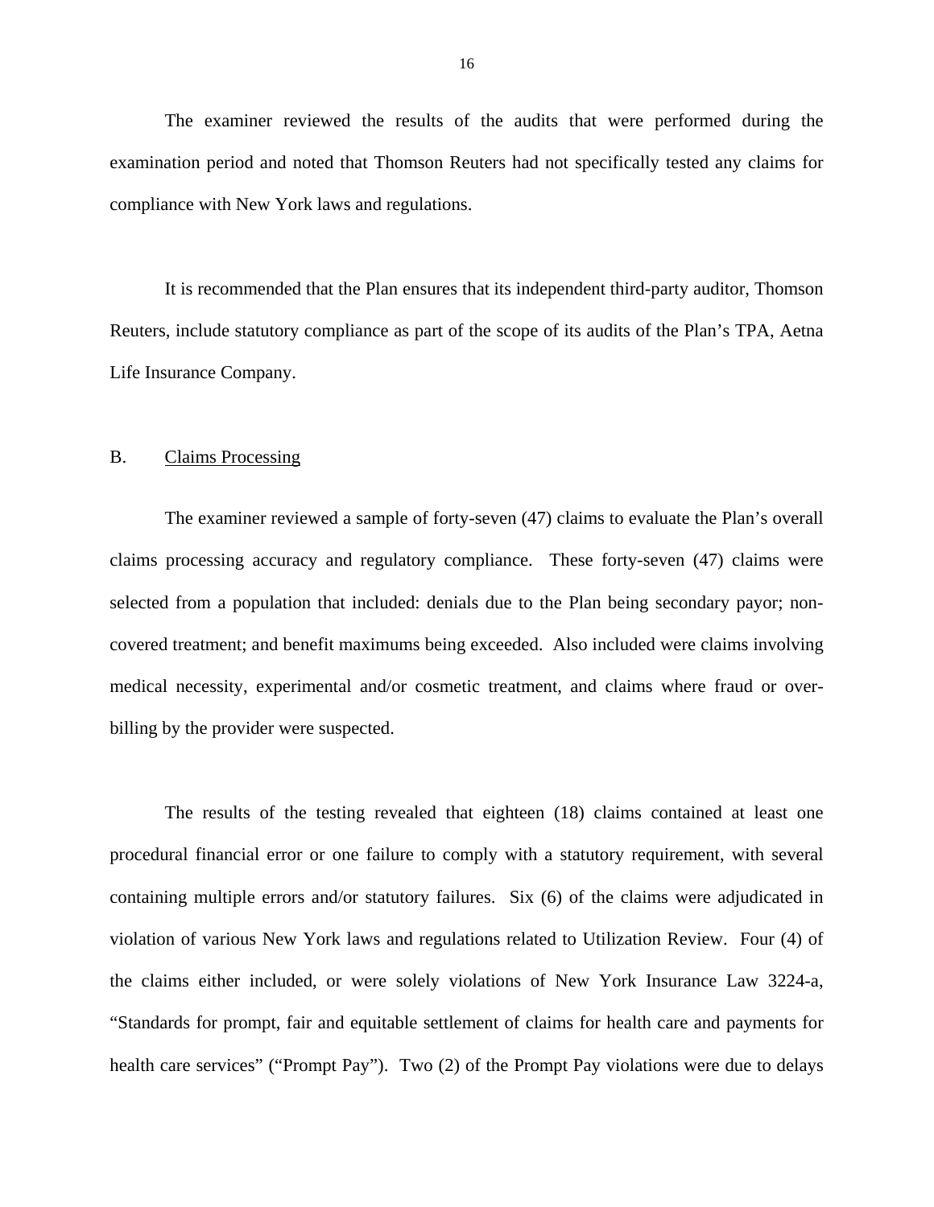The examiner reviewed the results of the audits that were performed during the examination period and noted that Thomson Reuters had not specifically tested any claims for compliance with New York laws and regulations.

It is recommended that the Plan ensures that its independent third-party auditor, Thomson Reuters, include statutory compliance as part of the scope of its audits of the Plan's TPA, Aetna Life Insurance Company.

## B. Claims Processing

The examiner reviewed a sample of forty-seven (47) claims to evaluate the Plan's overall claims processing accuracy and regulatory compliance. These forty-seven (47) claims were selected from a population that included: denials due to the Plan being secondary payor; non-covered treatment; and benefit maximums being exceeded. Also included were claims involving medical necessity, experimental and/or cosmetic treatment, and claims where fraud or over-billing by the provider were suspected.

The results of the testing revealed that eighteen (18) claims contained at least one procedural financial error or one failure to comply with a statutory requirement, with several containing multiple errors and/or statutory failures. Six (6) of the claims were adjudicated in violation of various New York laws and regulations related to Utilization Review. Four (4) of the claims either included, or were solely violations of New York Insurance Law 3224-a, "Standards for prompt, fair and equitable settlement of claims for health care and payments for health care services" ("Prompt Pay"). Two (2) of the Prompt Pay violations were due to delays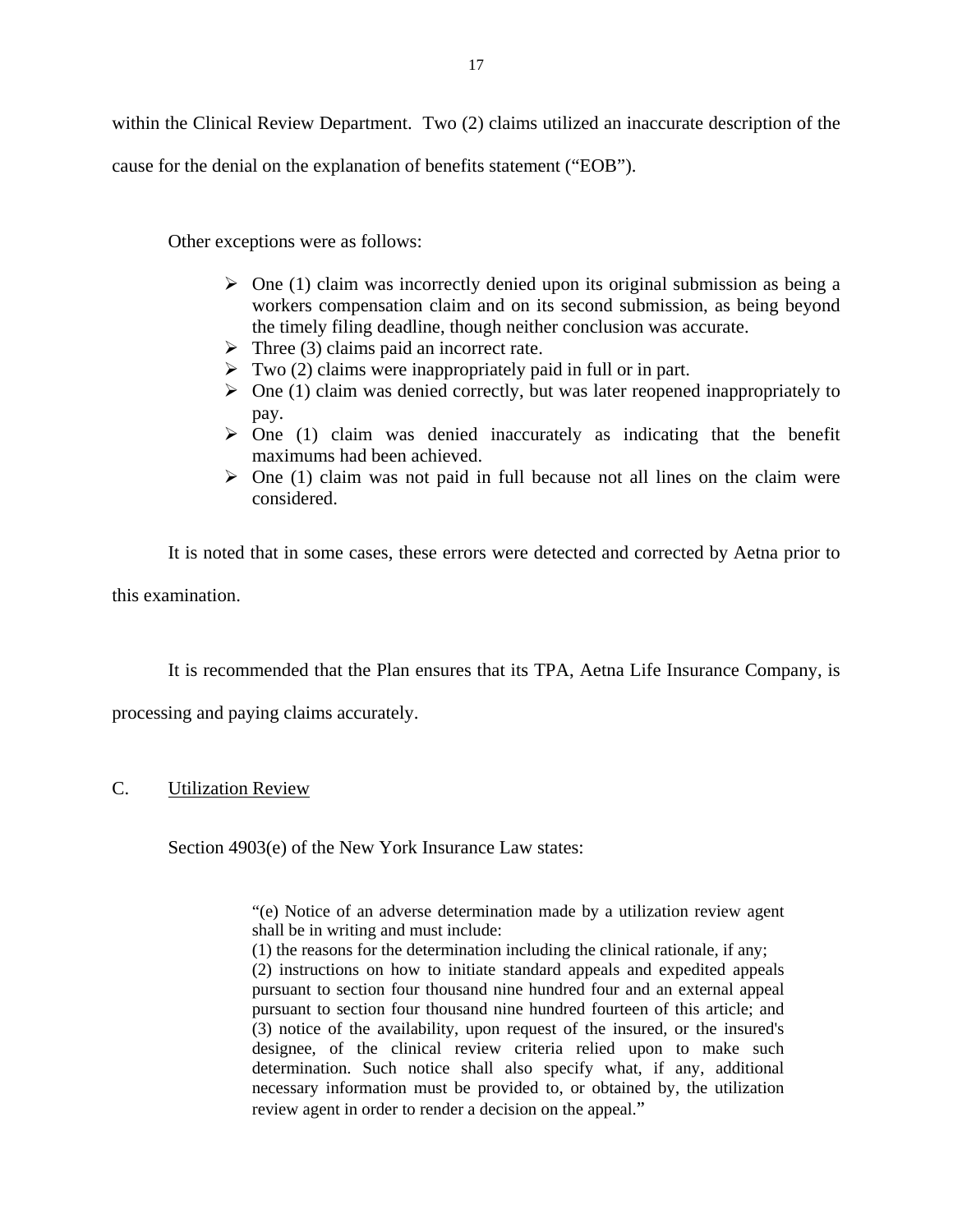within the Clinical Review Department. Two (2) claims utilized an inaccurate description of the cause for the denial on the explanation of benefits statement ("EOB").

Other exceptions were as follows:

- One (1) claim was incorrectly denied upon its original submission as being a workers compensation claim and on its second submission, as being beyond the timely filing deadline, though neither conclusion was accurate.
- Three (3) claims paid an incorrect rate.
- Two (2) claims were inappropriately paid in full or in part.
- One (1) claim was denied correctly, but was later reopened inappropriately to pay.
- One (1) claim was denied inaccurately as indicating that the benefit maximums had been achieved.
- One (1) claim was not paid in full because not all lines on the claim were considered.

It is noted that in some cases, these errors were detected and corrected by Aetna prior to this examination.

It is recommended that the Plan ensures that its TPA, Aetna Life Insurance Company, is processing and paying claims accurately.

## C. Utilization Review

Section 4903(e) of the New York Insurance Law states:

> "(e) Notice of an adverse determination made by a utilization review agent shall be in writing and must include:
> (1) the reasons for the determination including the clinical rationale, if any;
> (2) instructions on how to initiate standard appeals and expedited appeals pursuant to section four thousand nine hundred four and an external appeal pursuant to section four thousand nine hundred fourteen of this article; and (3) notice of the availability, upon request of the insured, or the insured's designee, of the clinical review criteria relied upon to make such determination. Such notice shall also specify what, if any, additional necessary information must be provided to, or obtained by, the utilization review agent in order to render a decision on the appeal."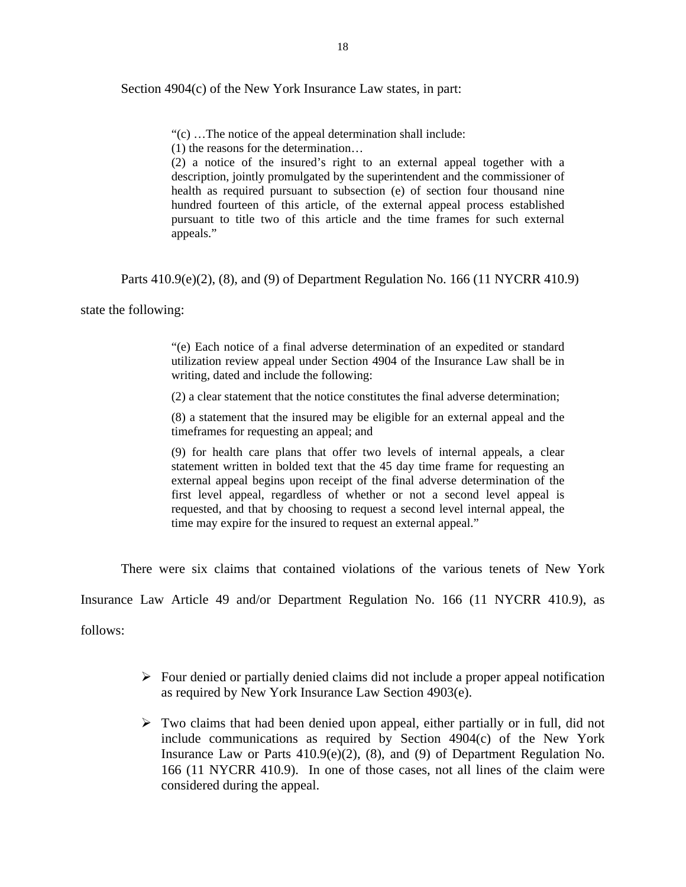Section 4904(c) of the New York Insurance Law states, in part:

> "(c) …The notice of the appeal determination shall include:
> (1) the reasons for the determination…
> (2) a notice of the insured's right to an external appeal together with a description, jointly promulgated by the superintendent and the commissioner of health as required pursuant to subsection (e) of section four thousand nine hundred fourteen of this article, of the external appeal process established pursuant to title two of this article and the time frames for such external appeals."

Parts 410.9(e)(2), (8), and (9) of Department Regulation No. 166 (11 NYCRR 410.9) state the following:

> "(e) Each notice of a final adverse determination of an expedited or standard utilization review appeal under Section 4904 of the Insurance Law shall be in writing, dated and include the following:
>
> (2) a clear statement that the notice constitutes the final adverse determination;
>
> (8) a statement that the insured may be eligible for an external appeal and the timeframes for requesting an appeal; and
>
> (9) for health care plans that offer two levels of internal appeals, a clear statement written in bolded text that the 45 day time frame for requesting an external appeal begins upon receipt of the final adverse determination of the first level appeal, regardless of whether or not a second level appeal is requested, and that by choosing to request a second level internal appeal, the time may expire for the insured to request an external appeal."

There were six claims that contained violations of the various tenets of New York Insurance Law Article 49 and/or Department Regulation No. 166 (11 NYCRR 410.9), as follows:

- Four denied or partially denied claims did not include a proper appeal notification as required by New York Insurance Law Section 4903(e).
- Two claims that had been denied upon appeal, either partially or in full, did not include communications as required by Section 4904(c) of the New York Insurance Law or Parts 410.9(e)(2), (8), and (9) of Department Regulation No. 166 (11 NYCRR 410.9). In one of those cases, not all lines of the claim were considered during the appeal.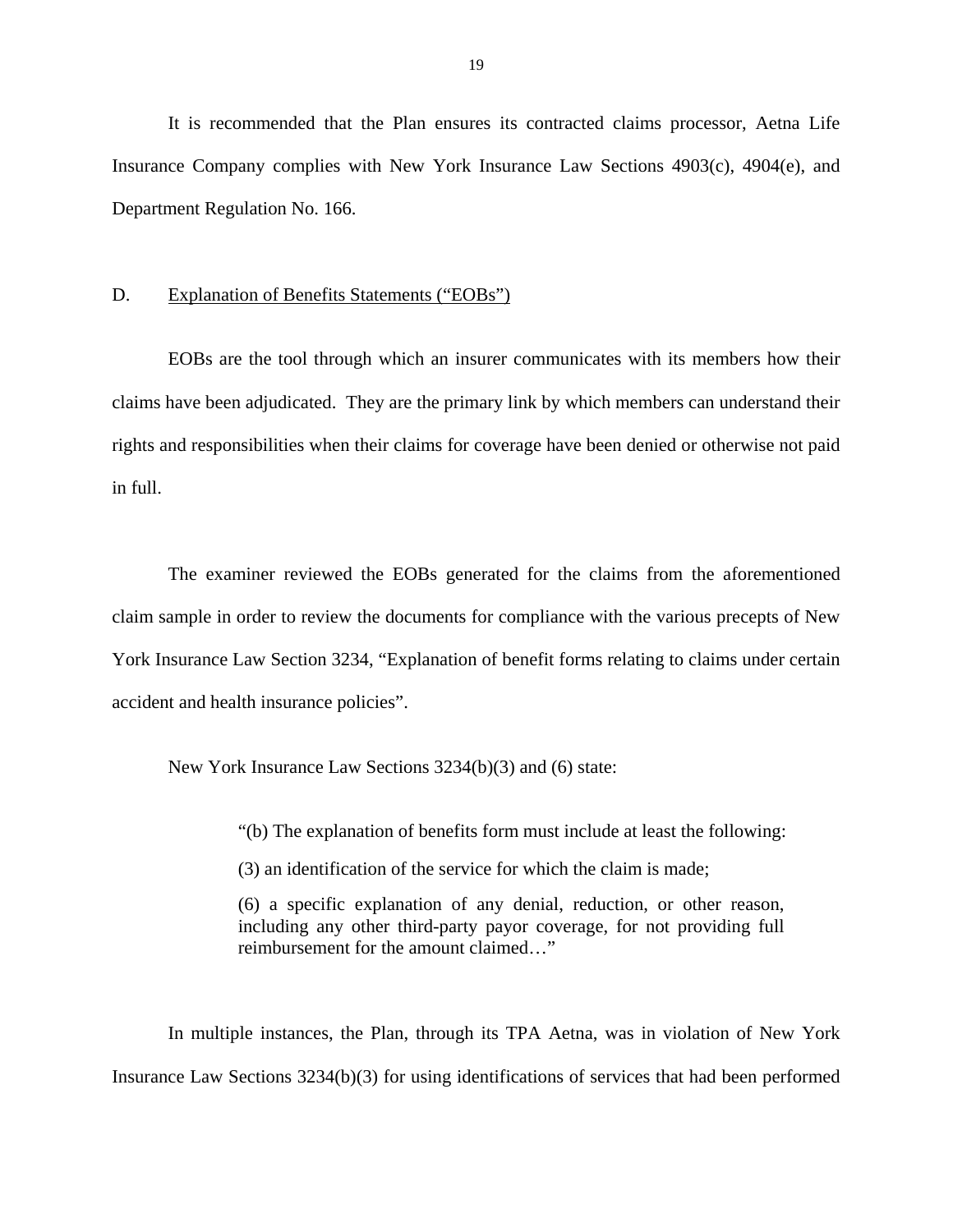It is recommended that the Plan ensures its contracted claims processor, Aetna Life Insurance Company complies with New York Insurance Law Sections 4903(c), 4904(e), and Department Regulation No. 166.

D. Explanation of Benefits Statements ("EOBs")

EOBs are the tool through which an insurer communicates with its members how their claims have been adjudicated. They are the primary link by which members can understand their rights and responsibilities when their claims for coverage have been denied or otherwise not paid in full.

The examiner reviewed the EOBs generated for the claims from the aforementioned claim sample in order to review the documents for compliance with the various precepts of New York Insurance Law Section 3234, "Explanation of benefit forms relating to claims under certain accident and health insurance policies".

New York Insurance Law Sections 3234(b)(3) and (6) state:

> "(b) The explanation of benefits form must include at least the following:
>
> (3) an identification of the service for which the claim is made;
>
> (6) a specific explanation of any denial, reduction, or other reason, including any other third-party payor coverage, for not providing full reimbursement for the amount claimed…"

In multiple instances, the Plan, through its TPA Aetna, was in violation of New York Insurance Law Sections 3234(b)(3) for using identifications of services that had been performed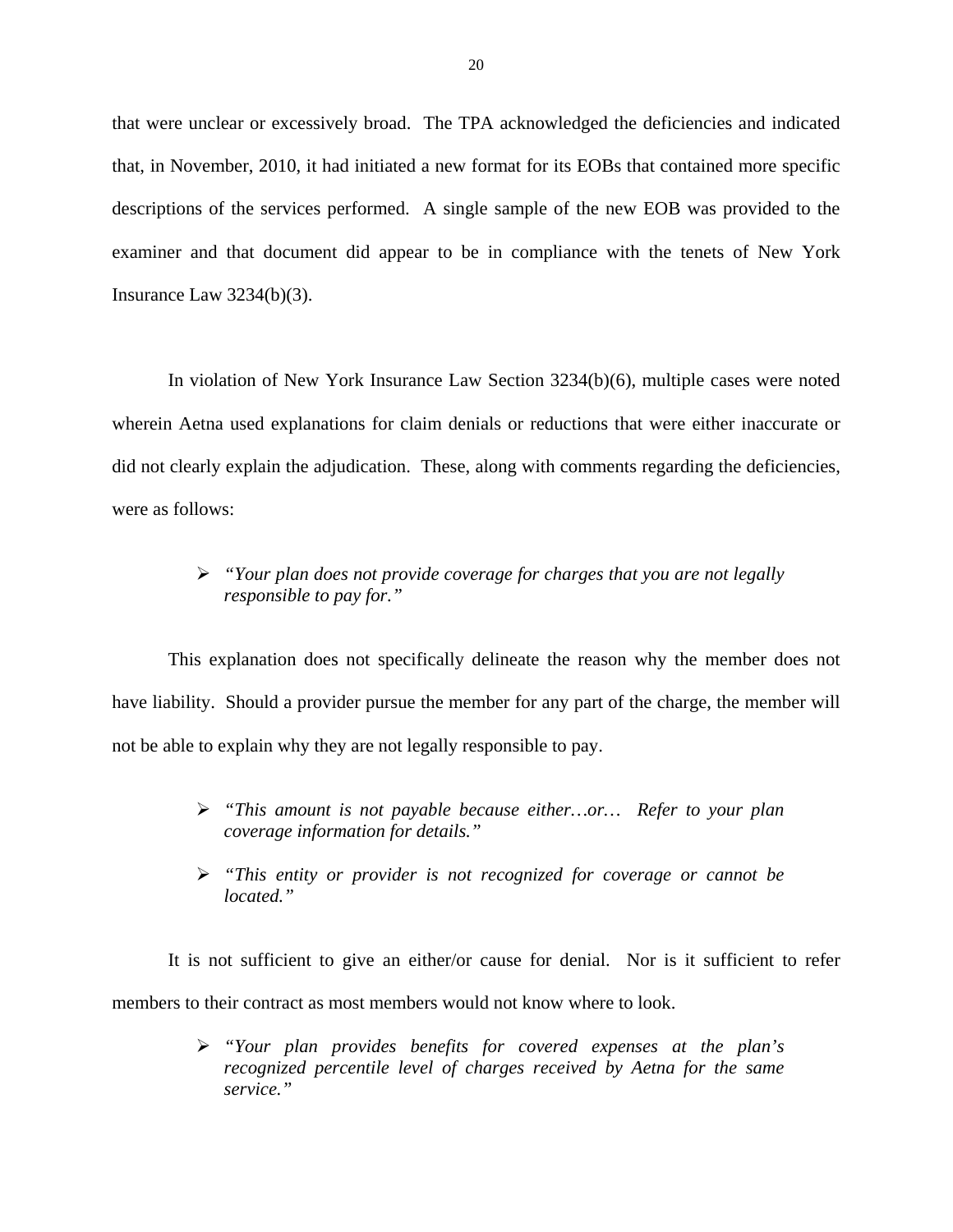that were unclear or excessively broad. The TPA acknowledged the deficiencies and indicated that, in November, 2010, it had initiated a new format for its EOBs that contained more specific descriptions of the services performed. A single sample of the new EOB was provided to the examiner and that document did appear to be in compliance with the tenets of New York Insurance Law 3234(b)(3).

In violation of New York Insurance Law Section 3234(b)(6), multiple cases were noted wherein Aetna used explanations for claim denials or reductions that were either inaccurate or did not clearly explain the adjudication. These, along with comments regarding the deficiencies, were as follows:

- *"Your plan does not provide coverage for charges that you are not legally responsible to pay for."*

This explanation does not specifically delineate the reason why the member does not have liability. Should a provider pursue the member for any part of the charge, the member will not be able to explain why they are not legally responsible to pay.

- *"This amount is not payable because either…or… Refer to your plan coverage information for details."*
- *"This entity or provider is not recognized for coverage or cannot be located."*

It is not sufficient to give an either/or cause for denial. Nor is it sufficient to refer members to their contract as most members would not know where to look.

- *"Your plan provides benefits for covered expenses at the plan's recognized percentile level of charges received by Aetna for the same service."*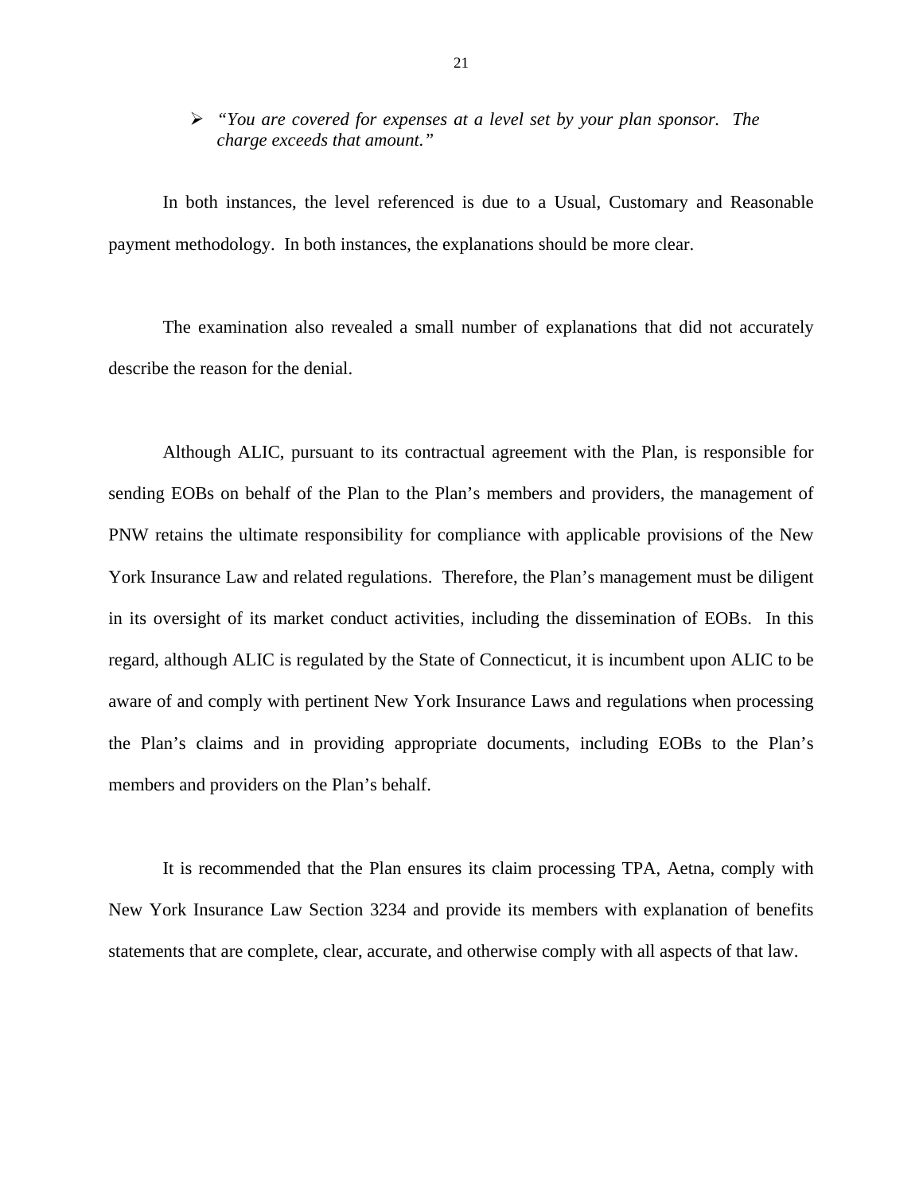- *"You are covered for expenses at a level set by your plan sponsor. The charge exceeds that amount."*

In both instances, the level referenced is due to a Usual, Customary and Reasonable payment methodology. In both instances, the explanations should be more clear.

The examination also revealed a small number of explanations that did not accurately describe the reason for the denial.

Although ALIC, pursuant to its contractual agreement with the Plan, is responsible for sending EOBs on behalf of the Plan to the Plan's members and providers, the management of PNW retains the ultimate responsibility for compliance with applicable provisions of the New York Insurance Law and related regulations. Therefore, the Plan's management must be diligent in its oversight of its market conduct activities, including the dissemination of EOBs. In this regard, although ALIC is regulated by the State of Connecticut, it is incumbent upon ALIC to be aware of and comply with pertinent New York Insurance Laws and regulations when processing the Plan's claims and in providing appropriate documents, including EOBs to the Plan's members and providers on the Plan's behalf.

It is recommended that the Plan ensures its claim processing TPA, Aetna, comply with New York Insurance Law Section 3234 and provide its members with explanation of benefits statements that are complete, clear, accurate, and otherwise comply with all aspects of that law.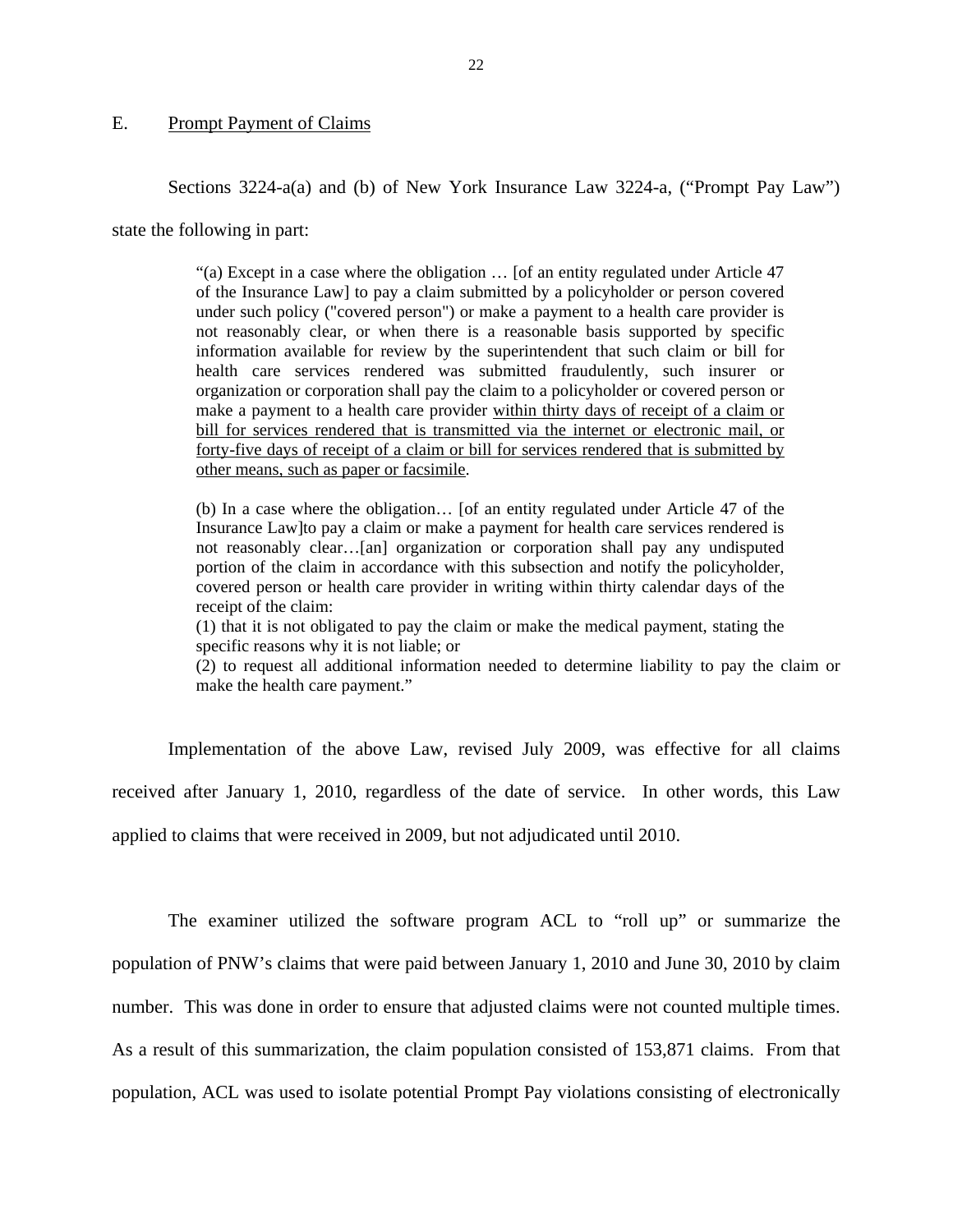## E. Prompt Payment of Claims

Sections 3224-a(a) and (b) of New York Insurance Law 3224-a, ("Prompt Pay Law") state the following in part:

> "(a) Except in a case where the obligation … [of an entity regulated under Article 47 of the Insurance Law] to pay a claim submitted by a policyholder or person covered under such policy ("covered person") or make a payment to a health care provider is not reasonably clear, or when there is a reasonable basis supported by specific information available for review by the superintendent that such claim or bill for health care services rendered was submitted fraudulently, such insurer or organization or corporation shall pay the claim to a policyholder or covered person or make a payment to a health care provider <u>within thirty days of receipt of a claim or bill for services rendered that is transmitted via the internet or electronic mail, or forty-five days of receipt of a claim or bill for services rendered that is submitted by other means, such as paper or facsimile</u>.
>
> (b) In a case where the obligation… [of an entity regulated under Article 47 of the Insurance Law]to pay a claim or make a payment for health care services rendered is not reasonably clear…[an] organization or corporation shall pay any undisputed portion of the claim in accordance with this subsection and notify the policyholder, covered person or health care provider in writing within thirty calendar days of the receipt of the claim:
> (1) that it is not obligated to pay the claim or make the medical payment, stating the specific reasons why it is not liable; or
> (2) to request all additional information needed to determine liability to pay the claim or make the health care payment."

Implementation of the above Law, revised July 2009, was effective for all claims received after January 1, 2010, regardless of the date of service. In other words, this Law applied to claims that were received in 2009, but not adjudicated until 2010.

The examiner utilized the software program ACL to "roll up" or summarize the population of PNW's claims that were paid between January 1, 2010 and June 30, 2010 by claim number. This was done in order to ensure that adjusted claims were not counted multiple times. As a result of this summarization, the claim population consisted of 153,871 claims. From that population, ACL was used to isolate potential Prompt Pay violations consisting of electronically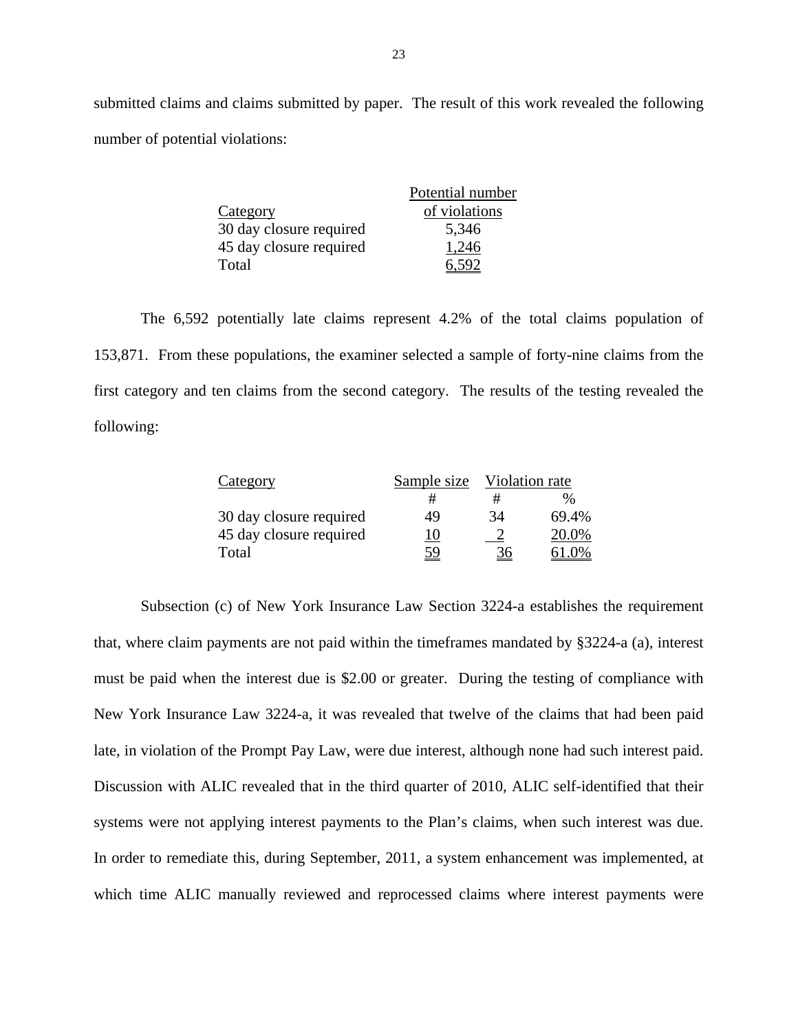submitted claims and claims submitted by paper. The result of this work revealed the following number of potential violations:

| Category | Potential number of violations |
|---|---|
| 30 day closure required | 5,346 |
| 45 day closure required | 1,246 |
| Total | 6,592 |

The 6,592 potentially late claims represent 4.2% of the total claims population of 153,871. From these populations, the examiner selected a sample of forty-nine claims from the first category and ten claims from the second category. The results of the testing revealed the following:

| Category | Sample size | Violation rate | |
|---|---|---|---|
| | # | # | % |
| 30 day closure required | 49 | 34 | 69.4% |
| 45 day closure required | 10 | 2 | 20.0% |
| Total | 59 | 36 | 61.0% |

Subsection (c) of New York Insurance Law Section 3224-a establishes the requirement that, where claim payments are not paid within the timeframes mandated by §3224-a (a), interest must be paid when the interest due is $2.00 or greater. During the testing of compliance with New York Insurance Law 3224-a, it was revealed that twelve of the claims that had been paid late, in violation of the Prompt Pay Law, were due interest, although none had such interest paid. Discussion with ALIC revealed that in the third quarter of 2010, ALIC self-identified that their systems were not applying interest payments to the Plan's claims, when such interest was due. In order to remediate this, during September, 2011, a system enhancement was implemented, at which time ALIC manually reviewed and reprocessed claims where interest payments were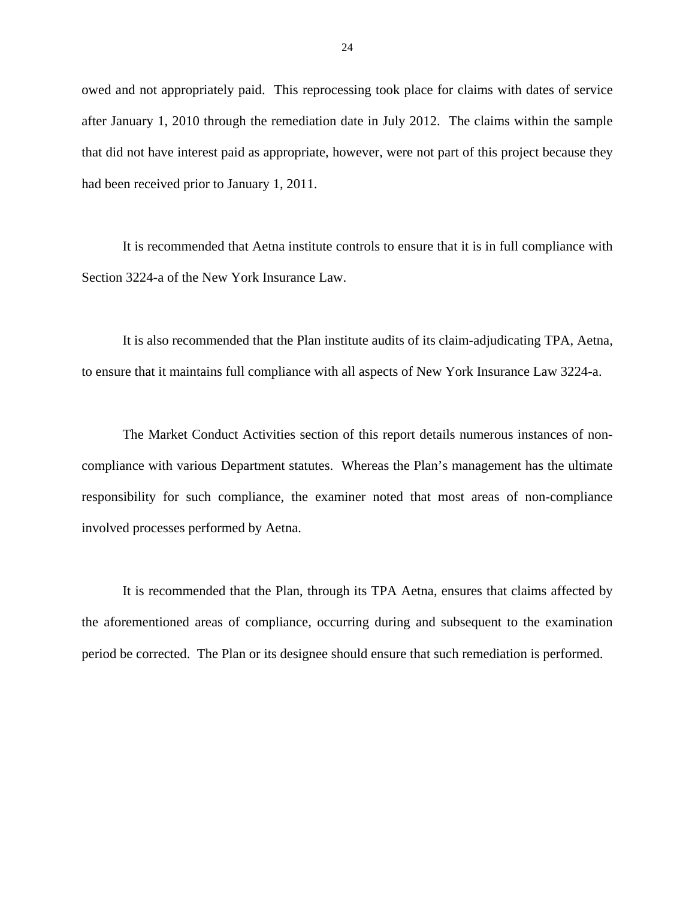owed and not appropriately paid. This reprocessing took place for claims with dates of service after January 1, 2010 through the remediation date in July 2012. The claims within the sample that did not have interest paid as appropriate, however, were not part of this project because they had been received prior to January 1, 2011.

It is recommended that Aetna institute controls to ensure that it is in full compliance with Section 3224-a of the New York Insurance Law.

It is also recommended that the Plan institute audits of its claim-adjudicating TPA, Aetna, to ensure that it maintains full compliance with all aspects of New York Insurance Law 3224-a.

The Market Conduct Activities section of this report details numerous instances of non-compliance with various Department statutes. Whereas the Plan's management has the ultimate responsibility for such compliance, the examiner noted that most areas of non-compliance involved processes performed by Aetna.

It is recommended that the Plan, through its TPA Aetna, ensures that claims affected by the aforementioned areas of compliance, occurring during and subsequent to the examination period be corrected. The Plan or its designee should ensure that such remediation is performed.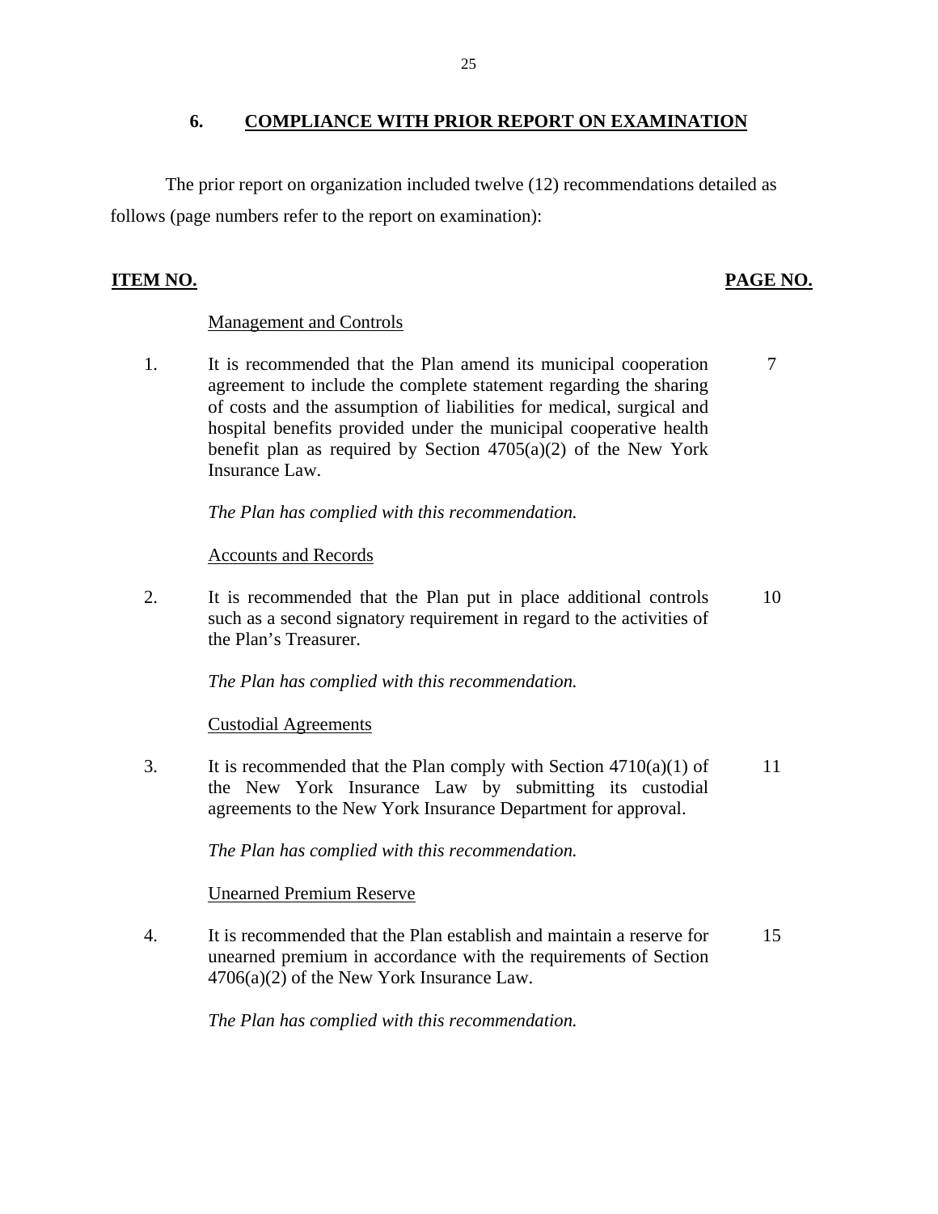## 6. COMPLIANCE WITH PRIOR REPORT ON EXAMINATION

The prior report on organization included twelve (12) recommendations detailed as follows (page numbers refer to the report on examination):

| ITEM NO. | | PAGE NO. |
|---|---|---|
| | Management and Controls | |
| 1. | It is recommended that the Plan amend its municipal cooperation agreement to include the complete statement regarding the sharing of costs and the assumption of liabilities for medical, surgical and hospital benefits provided under the municipal cooperative health benefit plan as required by Section 4705(a)(2) of the New York Insurance Law. | 7 |
| | *The Plan has complied with this recommendation.* | |
| | Accounts and Records | |
| 2. | It is recommended that the Plan put in place additional controls such as a second signatory requirement in regard to the activities of the Plan's Treasurer. | 10 |
| | *The Plan has complied with this recommendation.* | |
| | Custodial Agreements | |
| 3. | It is recommended that the Plan comply with Section 4710(a)(1) of the New York Insurance Law by submitting its custodial agreements to the New York Insurance Department for approval. | 11 |
| | *The Plan has complied with this recommendation.* | |
| | Unearned Premium Reserve | |
| 4. | It is recommended that the Plan establish and maintain a reserve for unearned premium in accordance with the requirements of Section 4706(a)(2) of the New York Insurance Law. | 15 |
| | *The Plan has complied with this recommendation.* | |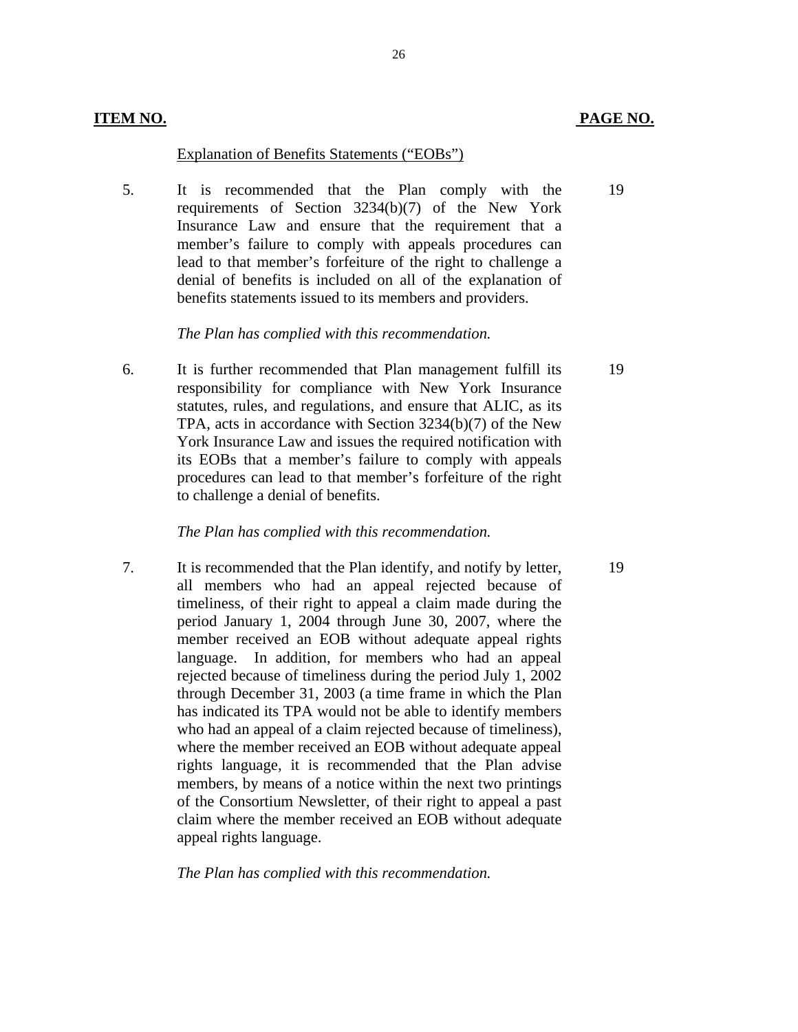| ITEM NO. | | PAGE NO. |
|---|---|---|
| | Explanation of Benefits Statements (“EOBs”) | |
| 5. | It is recommended that the Plan comply with the requirements of Section 3234(b)(7) of the New York Insurance Law and ensure that the requirement that a member’s failure to comply with appeals procedures can lead to that member’s forfeiture of the right to challenge a denial of benefits is included on all of the explanation of benefits statements issued to its members and providers.<br><br>*The Plan has complied with this recommendation.* | 19 |
| 6. | It is further recommended that Plan management fulfill its responsibility for compliance with New York Insurance statutes, rules, and regulations, and ensure that ALIC, as its TPA, acts in accordance with Section 3234(b)(7) of the New York Insurance Law and issues the required notification with its EOBs that a member’s failure to comply with appeals procedures can lead to that member’s forfeiture of the right to challenge a denial of benefits.<br><br>*The Plan has complied with this recommendation.* | 19 |
| 7. | It is recommended that the Plan identify, and notify by letter, all members who had an appeal rejected because of timeliness, of their right to appeal a claim made during the period January 1, 2004 through June 30, 2007, where the member received an EOB without adequate appeal rights language. In addition, for members who had an appeal rejected because of timeliness during the period July 1, 2002 through December 31, 2003 (a time frame in which the Plan has indicated its TPA would not be able to identify members who had an appeal of a claim rejected because of timeliness), where the member received an EOB without adequate appeal rights language, it is recommended that the Plan advise members, by means of a notice within the next two printings of the Consortium Newsletter, of their right to appeal a past claim where the member received an EOB without adequate appeal rights language.<br><br>*The Plan has complied with this recommendation.* | 19 |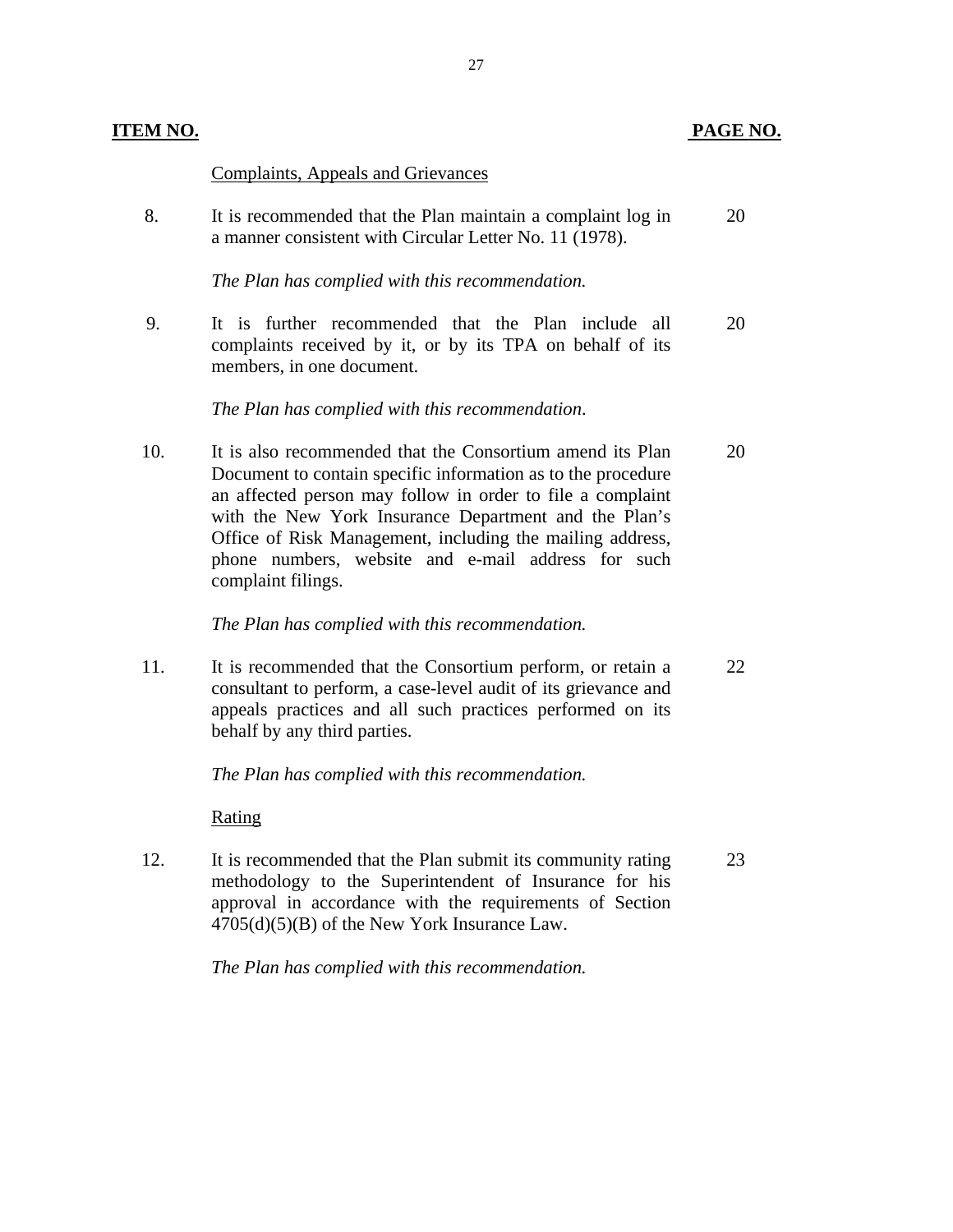| ITEM NO. | | PAGE NO. |
|---|---|---|
| | Complaints, Appeals and Grievances | |
| 8. | It is recommended that the Plan maintain a complaint log in a manner consistent with Circular Letter No. 11 (1978).<br><br>*The Plan has complied with this recommendation.* | 20 |
| 9. | It is further recommended that the Plan include all complaints received by it, or by its TPA on behalf of its members, in one document.<br><br>*The Plan has complied with this recommendation*. | 20 |
| 10. | It is also recommended that the Consortium amend its Plan Document to contain specific information as to the procedure an affected person may follow in order to file a complaint with the New York Insurance Department and the Plan's Office of Risk Management, including the mailing address, phone numbers, website and e-mail address for such complaint filings.<br><br>*The Plan has complied with this recommendation.* | 20 |
| 11. | It is recommended that the Consortium perform, or retain a consultant to perform, a case-level audit of its grievance and appeals practices and all such practices performed on its behalf by any third parties.<br><br>*The Plan has complied with this recommendation.* | 22 |
| | Rating | |
| 12. | It is recommended that the Plan submit its community rating methodology to the Superintendent of Insurance for his approval in accordance with the requirements of Section 4705(d)(5)(B) of the New York Insurance Law.<br><br>*The Plan has complied with this recommendation.* | 23 |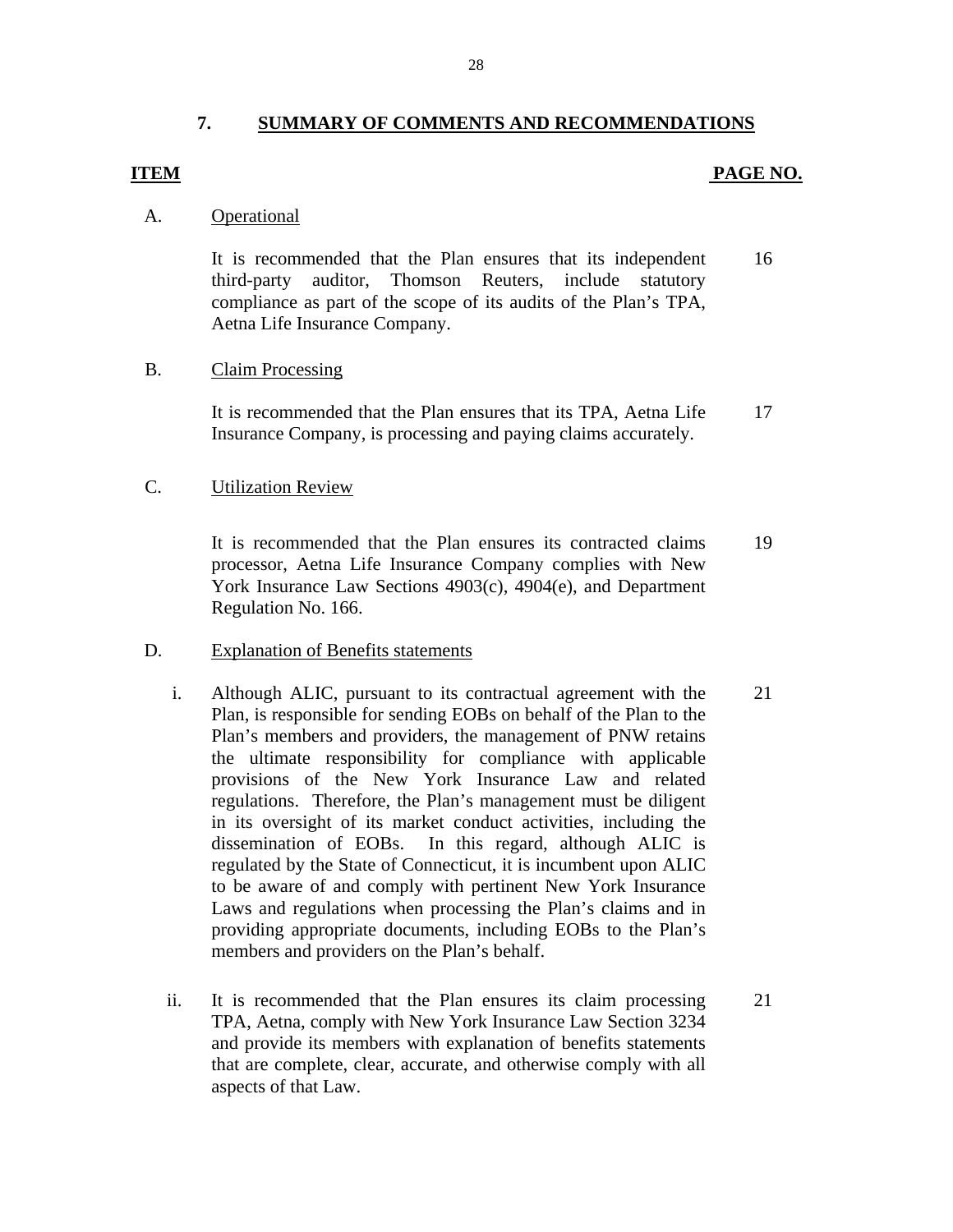## 7. SUMMARY OF COMMENTS AND RECOMMENDATIONS

| ITEM | | PAGE NO. |
|---|---|---|
| A. | Operational | |
| | It is recommended that the Plan ensures that its independent third-party auditor, Thomson Reuters, include statutory compliance as part of the scope of its audits of the Plan's TPA, Aetna Life Insurance Company. | 16 |
| B. | Claim Processing | |
| | It is recommended that the Plan ensures that its TPA, Aetna Life Insurance Company, is processing and paying claims accurately. | 17 |
| C. | Utilization Review | |
| | It is recommended that the Plan ensures its contracted claims processor, Aetna Life Insurance Company complies with New York Insurance Law Sections 4903(c), 4904(e), and Department Regulation No. 166. | 19 |
| D. | Explanation of Benefits statements | |
| i. | Although ALIC, pursuant to its contractual agreement with the Plan, is responsible for sending EOBs on behalf of the Plan to the Plan's members and providers, the management of PNW retains the ultimate responsibility for compliance with applicable provisions of the New York Insurance Law and related regulations. Therefore, the Plan's management must be diligent in its oversight of its market conduct activities, including the dissemination of EOBs. In this regard, although ALIC is regulated by the State of Connecticut, it is incumbent upon ALIC to be aware of and comply with pertinent New York Insurance Laws and regulations when processing the Plan's claims and in providing appropriate documents, including EOBs to the Plan's members and providers on the Plan's behalf. | 21 |
| ii. | It is recommended that the Plan ensures its claim processing TPA, Aetna, comply with New York Insurance Law Section 3234 and provide its members with explanation of benefits statements that are complete, clear, accurate, and otherwise comply with all aspects of that Law. | 21 |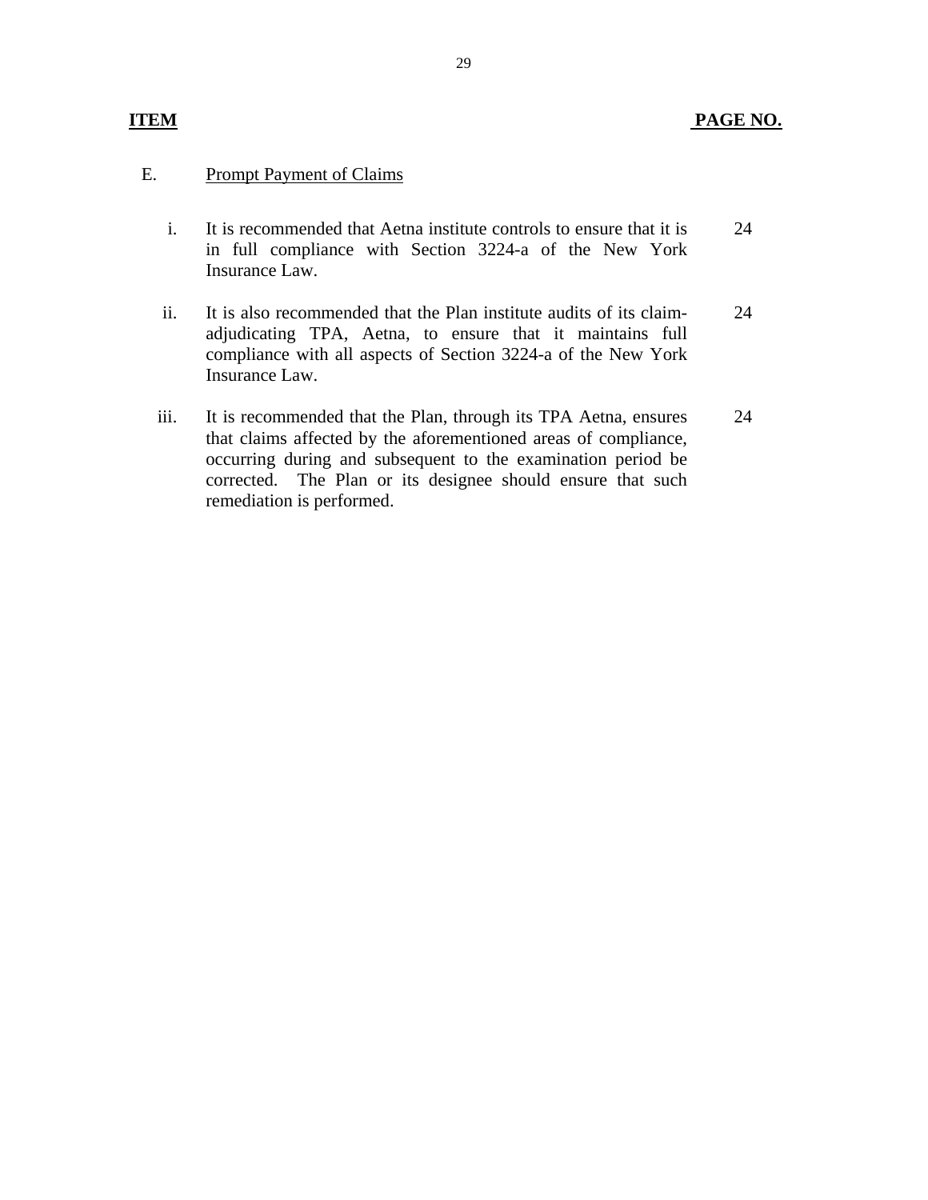| ITEM | | PAGE NO. |
|---|---|---|
| E. | Prompt Payment of Claims | |
| i. | It is recommended that Aetna institute controls to ensure that it is in full compliance with Section 3224-a of the New York Insurance Law. | 24 |
| ii. | It is also recommended that the Plan institute audits of its claim-adjudicating TPA, Aetna, to ensure that it maintains full compliance with all aspects of Section 3224-a of the New York Insurance Law. | 24 |
| iii. | It is recommended that the Plan, through its TPA Aetna, ensures that claims affected by the aforementioned areas of compliance, occurring during and subsequent to the examination period be corrected. The Plan or its designee should ensure that such remediation is performed. | 24 |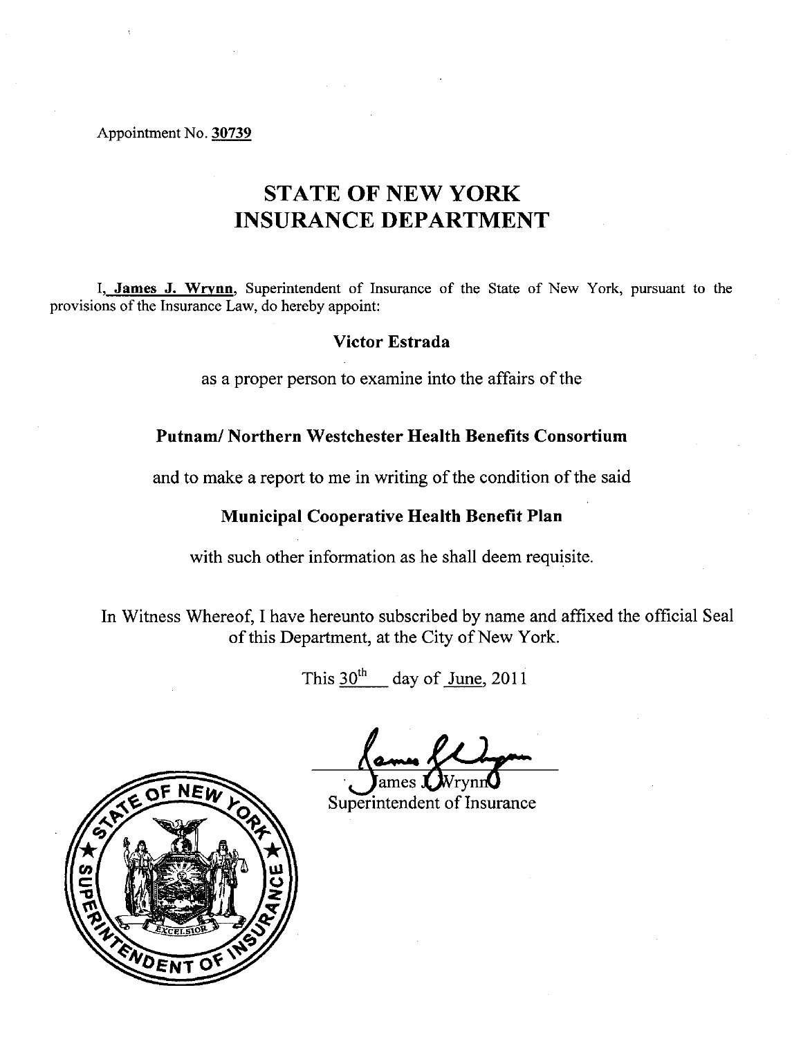Appointment No. 30739

# STATE OF NEW YORK
# INSURANCE DEPARTMENT

I, **James J. Wrynn**, Superintendent of Insurance of the State of New York, pursuant to the provisions of the Insurance Law, do hereby appoint:

**Victor Estrada**

as a proper person to examine into the affairs of the

**Putnam/ Northern Westchester Health Benefits Consortium**

and to make a report to me in writing of the condition of the said

**Municipal Cooperative Health Benefit Plan**

with such other information as he shall deem requisite.

In Witness Whereof, I have hereunto subscribed by name and affixed the official Seal of this Department, at the City of New York.

This 30th day of June, 2011

James J. Wrynn
Superintendent of Insurance

STATE OF NEW YORK ★ SUPERINTENDENT OF INSURANCE ★ EXCELSIOR